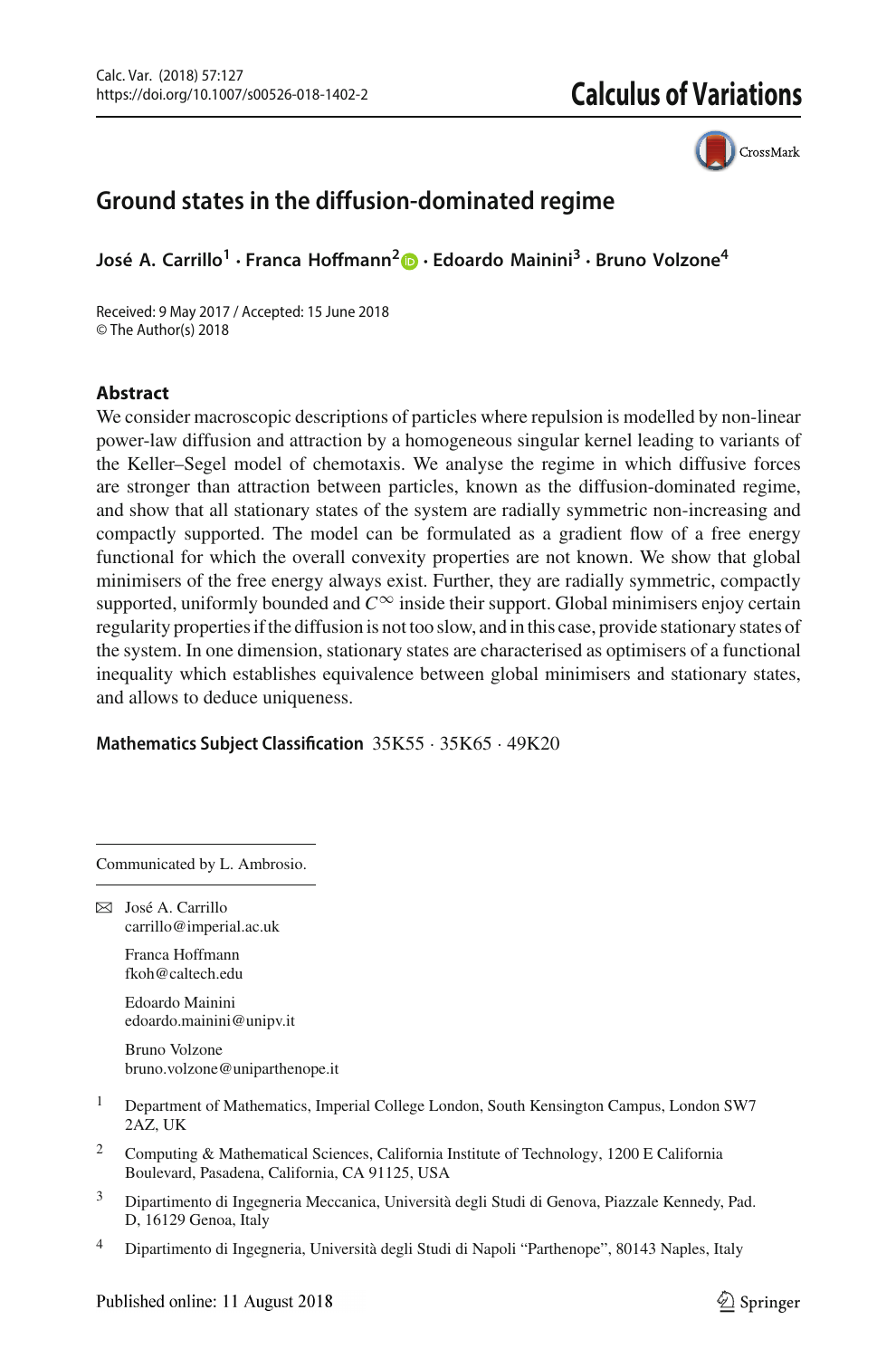# Ground states in the diffusion-dominated regime

**José A. Carrillo[1] · Franca Hoffmann[2] · Edoardo Mainini[3] · Bruno Volzone[4]**

Received: 9 May 2017 / Accepted: 15 June 2018
© The Author(s) 2018

## Abstract

We consider macroscopic descriptions of particles where repulsion is modelled by non-linear power-law diffusion and attraction by a homogeneous singular kernel leading to variants of the Keller–Segel model of chemotaxis. We analyse the regime in which diffusive forces are stronger than attraction between particles, known as the diffusion-dominated regime, and show that all stationary states of the system are radially symmetric non-increasing and compactly supported. The model can be formulated as a gradient flow of a free energy functional for which the overall convexity properties are not known. We show that global minimisers of the free energy always exist. Further, they are radially symmetric, compactly supported, uniformly bounded and $C^\infty$ inside their support. Global minimisers enjoy certain regularity properties if the diffusion is not too slow, and in this case, provide stationary states of the system. In one dimension, stationary states are characterised as optimisers of a functional inequality which establishes equivalence between global minimisers and stationary states, and allows to deduce uniqueness.

**Mathematics Subject Classification** 35K55 · 35K65 · 49K20

Communicated by L. Ambrosio.

✉ José A. Carrillo
carrillo@imperial.ac.uk

Franca Hoffmann
fkoh@caltech.edu

Edoardo Mainini
edoardo.mainini@unipv.it

Bruno Volzone
bruno.volzone@uniparthenope.it

[1] Department of Mathematics, Imperial College London, South Kensington Campus, London SW7 2AZ, UK

[2] Computing & Mathematical Sciences, California Institute of Technology, 1200 E California Boulevard, Pasadena, California, CA 91125, USA

[3] Dipartimento di Ingegneria Meccanica, Università degli Studi di Genova, Piazzale Kennedy, Pad. D, 16129 Genoa, Italy

[4] Dipartimento di Ingegneria, Università degli Studi di Napoli "Parthenope", 80143 Naples, Italy

Published online: 11 August 2018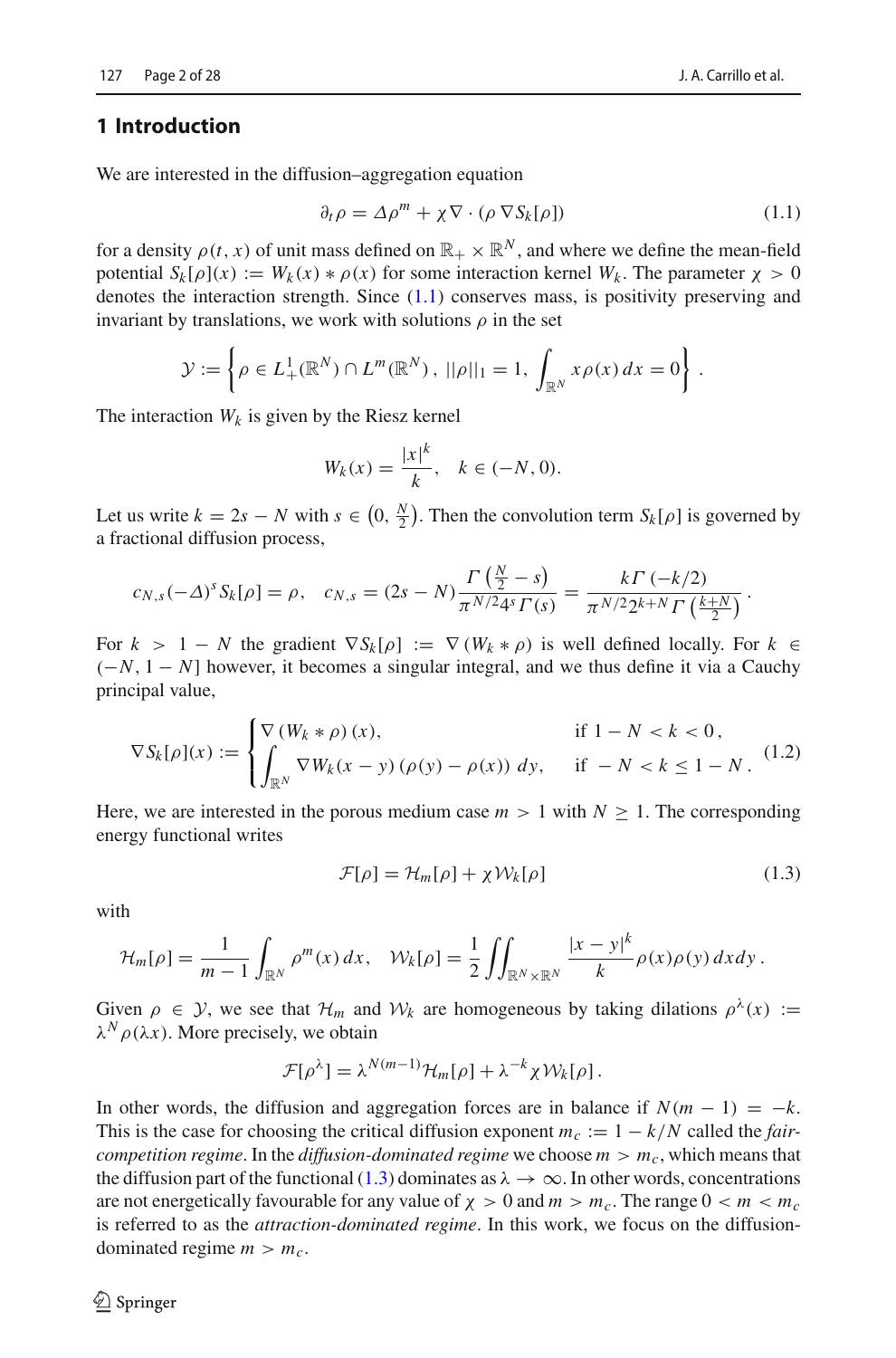## 1 Introduction

We are interested in the diffusion–aggregation equation

$$\partial_t \rho = \Delta \rho^m + \chi \nabla \cdot (\rho \nabla S_k[\rho]) \tag{1.1}$$

for a density $\rho(t, x)$ of unit mass defined on $\mathbb{R}_+ \times \mathbb{R}^N$, and where we define the mean-field potential $S_k[\rho](x) := W_k(x) * \rho(x)$ for some interaction kernel $W_k$. The parameter $\chi > 0$ denotes the interaction strength. Since (1.1) conserves mass, is positivity preserving and invariant by translations, we work with solutions $\rho$ in the set

$$\mathcal{Y} := \left\{ \rho \in L^1_+(\mathbb{R}^N) \cap L^m(\mathbb{R}^N)\,,\ ||\rho||_1 = 1,\ \int_{\mathbb{R}^N} x\rho(x)\,dx = 0 \right\}.$$

The interaction $W_k$ is given by the Riesz kernel

$$W_k(x) = \frac{|x|^k}{k}, \quad k \in (-N, 0).$$

Let us write $k = 2s - N$ with $s \in \left(0, \frac{N}{2}\right)$. Then the convolution term $S_k[\rho]$ is governed by a fractional diffusion process,

$$c_{N,s}(-\Delta)^s S_k[\rho] = \rho, \quad c_{N,s} = (2s - N)\frac{\Gamma\left(\frac{N}{2} - s\right)}{\pi^{N/2} 4^s \Gamma(s)} = \frac{k\Gamma\left(-k/2\right)}{\pi^{N/2} 2^{k+N} \Gamma\left(\frac{k+N}{2}\right)}.$$

For $k > 1 - N$ the gradient $\nabla S_k[\rho] := \nabla(W_k * \rho)$ is well defined locally. For $k \in (-N, 1 - N]$ however, it becomes a singular integral, and we thus define it via a Cauchy principal value,

$$\nabla S_k[\rho](x) := \begin{cases} \nabla\left(W_k * \rho\right)(x), & \text{if } 1 - N < k < 0\,, \\ \displaystyle\int_{\mathbb{R}^N} \nabla W_k(x - y)\left(\rho(y) - \rho(x)\right)\,dy, & \text{if } -N < k \leq 1 - N\,. \end{cases} \tag{1.2}$$

Here, we are interested in the porous medium case $m > 1$ with $N \geq 1$. The corresponding energy functional writes

$$\mathcal{F}[\rho] = \mathcal{H}_m[\rho] + \chi \mathcal{W}_k[\rho] \tag{1.3}$$

with

$$\mathcal{H}_m[\rho] = \frac{1}{m-1} \int_{\mathbb{R}^N} \rho^m(x)\,dx, \quad \mathcal{W}_k[\rho] = \frac{1}{2} \iint_{\mathbb{R}^N \times \mathbb{R}^N} \frac{|x - y|^k}{k} \rho(x)\rho(y)\,dxdy\,.$$

Given $\rho \in \mathcal{Y}$, we see that $\mathcal{H}_m$ and $\mathcal{W}_k$ are homogeneous by taking dilations $\rho^\lambda(x) := \lambda^N \rho(\lambda x)$. More precisely, we obtain

$$\mathcal{F}[\rho^\lambda] = \lambda^{N(m-1)} \mathcal{H}_m[\rho] + \lambda^{-k} \chi \mathcal{W}_k[\rho]\,.$$

In other words, the diffusion and aggregation forces are in balance if $N(m - 1) = -k$. This is the case for choosing the critical diffusion exponent $m_c := 1 - k/N$ called the *fair-competition regime*. In the *diffusion-dominated regime* we choose $m > m_c$, which means that the diffusion part of the functional (1.3) dominates as $\lambda \to \infty$. In other words, concentrations are not energetically favourable for any value of $\chi > 0$ and $m > m_c$. The range $0 < m < m_c$ is referred to as the *attraction-dominated regime*. In this work, we focus on the diffusion-dominated regime $m > m_c$.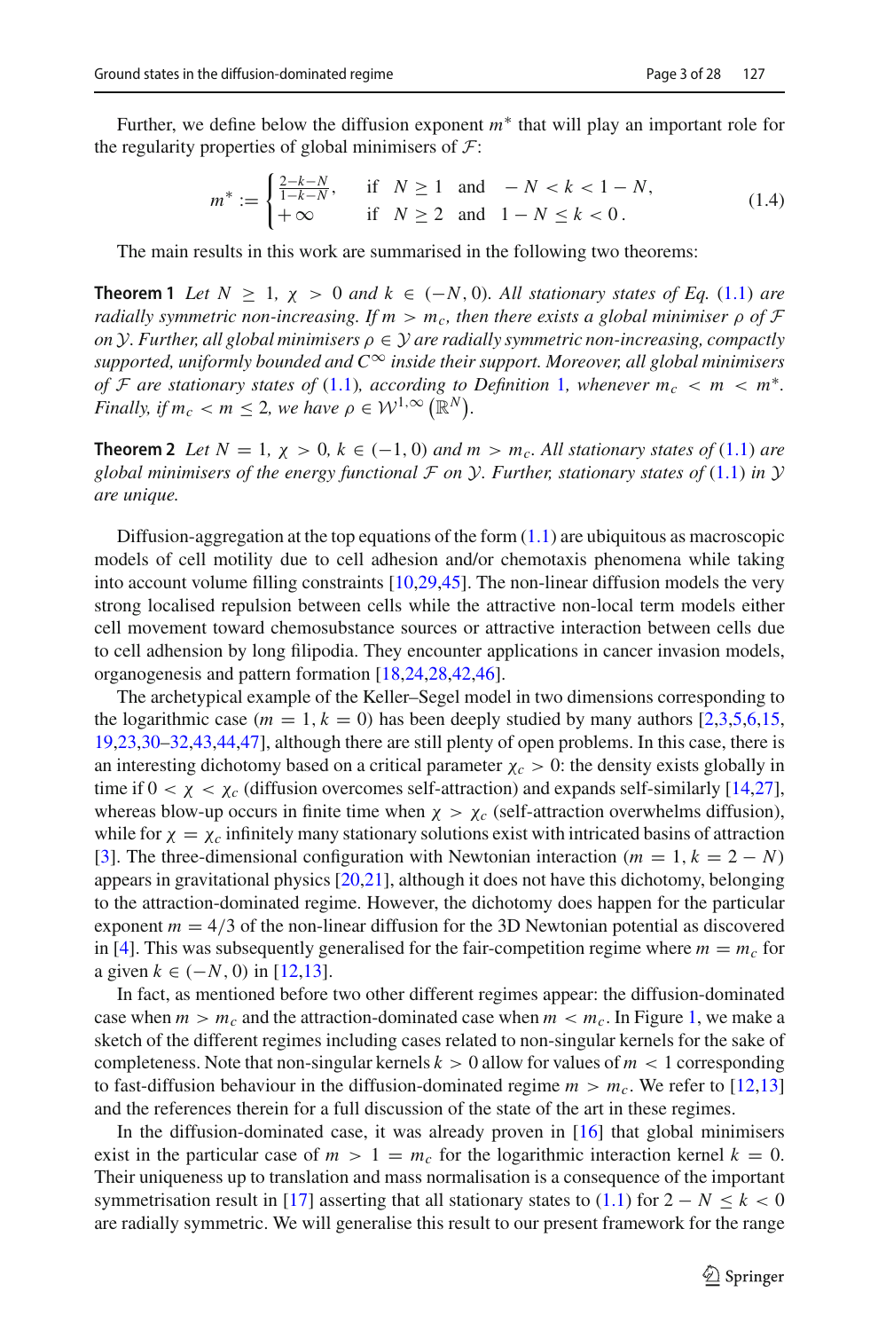Further, we define below the diffusion exponent $m^*$ that will play an important role for the regularity properties of global minimisers of $\mathcal{F}$:

$$m^* := \begin{cases} \frac{2-k-N}{1-k-N}, & \text{if} \quad N \geq 1 \quad \text{and} \quad -N < k < 1-N, \\ +\infty & \text{if} \quad N \geq 2 \quad \text{and} \quad 1-N \leq k < 0\,. \end{cases} \tag{1.4}$$

The main results in this work are summarised in the following two theorems:

**Theorem 1** *Let $N \geq 1$, $\chi > 0$ and $k \in (-N, 0)$. All stationary states of Eq. (1.1) are radially symmetric non-increasing. If $m > m_c$, then there exists a global minimiser $\rho$ of $\mathcal{F}$ on $\mathcal{Y}$. Further, all global minimisers $\rho \in \mathcal{Y}$ are radially symmetric non-increasing, compactly supported, uniformly bounded and $C^\infty$ inside their support. Moreover, all global minimisers of $\mathcal{F}$ are stationary states of (1.1), according to Definition 1, whenever $m_c < m < m^*$. Finally, if $m_c < m \leq 2$, we have $\rho \in \mathcal{W}^{1,\infty}\left(\mathbb{R}^N\right)$.*

**Theorem 2** *Let $N = 1$, $\chi > 0$, $k \in (-1, 0)$ and $m > m_c$. All stationary states of (1.1) are global minimisers of the energy functional $\mathcal{F}$ on $\mathcal{Y}$. Further, stationary states of (1.1) in $\mathcal{Y}$ are unique.*

Diffusion-aggregation at the top equations of the form (1.1) are ubiquitous as macroscopic models of cell motility due to cell adhesion and/or chemotaxis phenomena while taking into account volume filling constraints [10,29,45]. The non-linear diffusion models the very strong localised repulsion between cells while the attractive non-local term models either cell movement toward chemosubstance sources or attractive interaction between cells due to cell adhesion by long filipodia. They encounter applications in cancer invasion models, organogenesis and pattern formation [18,24,28,42,46].

The archetypical example of the Keller–Segel model in two dimensions corresponding to the logarithmic case ($m = 1, k = 0$) has been deeply studied by many authors [2,3,5,6,15, 19,23,30–32,43,44,47], although there are still plenty of open problems. In this case, there is an interesting dichotomy based on a critical parameter $\chi_c > 0$: the density exists globally in time if $0 < \chi < \chi_c$ (diffusion overcomes self-attraction) and expands self-similarly [14,27], whereas blow-up occurs in finite time when $\chi > \chi_c$ (self-attraction overwhelms diffusion), while for $\chi = \chi_c$ infinitely many stationary solutions exist with intricated basins of attraction [3]. The three-dimensional configuration with Newtonian interaction ($m = 1, k = 2 - N$) appears in gravitational physics [20,21], although it does not have this dichotomy, belonging to the attraction-dominated regime. However, the dichotomy does happen for the particular exponent $m = 4/3$ of the non-linear diffusion for the 3D Newtonian potential as discovered in [4]. This was subsequently generalised for the fair-competition regime where $m = m_c$ for a given $k \in (-N, 0)$ in [12,13].

In fact, as mentioned before two other different regimes appear: the diffusion-dominated case when $m > m_c$ and the attraction-dominated case when $m < m_c$. In Figure 1, we make a sketch of the different regimes including cases related to non-singular kernels for the sake of completeness. Note that non-singular kernels $k > 0$ allow for values of $m < 1$ corresponding to fast-diffusion behaviour in the diffusion-dominated regime $m > m_c$. We refer to [12,13] and the references therein for a full discussion of the state of the art in these regimes.

In the diffusion-dominated case, it was already proven in [16] that global minimisers exist in the particular case of $m > 1 = m_c$ for the logarithmic interaction kernel $k = 0$. Their uniqueness up to translation and mass normalisation is a consequence of the important symmetrisation result in [17] asserting that all stationary states to (1.1) for $2 - N \leq k < 0$ are radially symmetric. We will generalise this result to our present framework for the range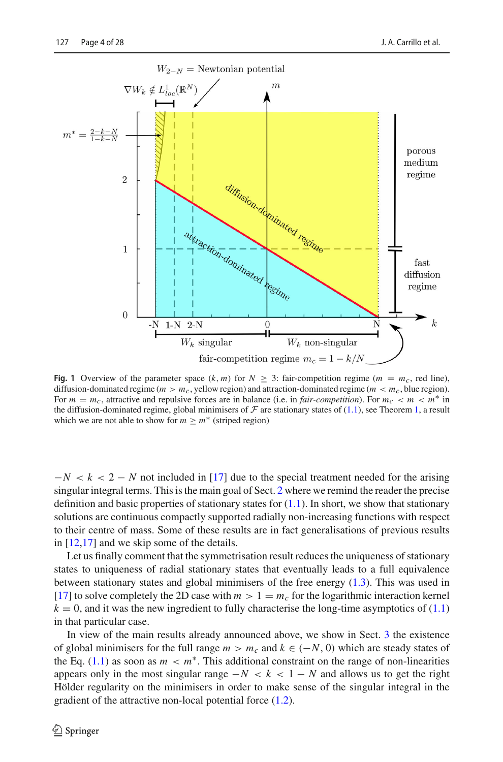**Fig. 1** Overview of the parameter space $(k, m)$ for $N \geq 3$: fair-competition regime ($m = m_c$, red line), diffusion-dominated regime ($m > m_c$, yellow region) and attraction-dominated regime ($m < m_c$, blue region). For $m = m_c$, attractive and repulsive forces are in balance (i.e. in *fair-competition*). For $m_c < m < m^*$ in the diffusion-dominated regime, global minimisers of $\mathcal{F}$ are stationary states of (1.1), see Theorem 1, a result which we are not able to show for $m \geq m^*$ (striped region)

$-N < k < 2 - N$ not included in [17] due to the special treatment needed for the arising singular integral terms. This is the main goal of Sect. 2 where we remind the reader the precise definition and basic properties of stationary states for (1.1). In short, we show that stationary solutions are continuous compactly supported radially non-increasing functions with respect to their centre of mass. Some of these results are in fact generalisations of previous results in [12,17] and we skip some of the details.

Let us finally comment that the symmetrisation result reduces the uniqueness of stationary states to uniqueness of radial stationary states that eventually leads to a full equivalence between stationary states and global minimisers of the free energy (1.3). This was used in [17] to solve completely the 2D case with $m > 1 = m_c$ for the logarithmic interaction kernel $k = 0$, and it was the new ingredient to fully characterise the long-time asymptotics of (1.1) in that particular case.

In view of the main results already announced above, we show in Sect. 3 the existence of global minimisers for the full range $m > m_c$ and $k \in (-N, 0)$ which are steady states of the Eq. (1.1) as soon as $m < m^*$. This additional constraint on the range of non-linearities appears only in the most singular range $-N < k < 1 - N$ and allows us to get the right Hölder regularity on the minimisers in order to make sense of the singular integral in the gradient of the attractive non-local potential force (1.2).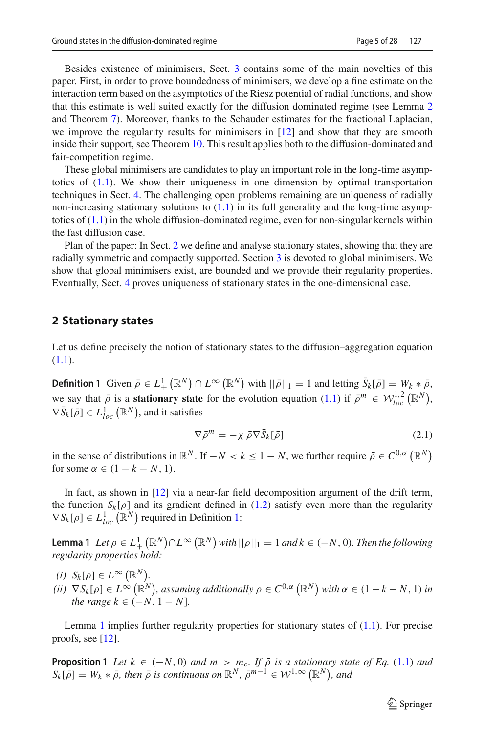Besides existence of minimisers, Sect. 3 contains some of the main novelties of this paper. First, in order to prove boundedness of minimisers, we develop a fine estimate on the interaction term based on the asymptotics of the Riesz potential of radial functions, and show that this estimate is well suited exactly for the diffusion dominated regime (see Lemma 2 and Theorem 7). Moreover, thanks to the Schauder estimates for the fractional Laplacian, we improve the regularity results for minimisers in [12] and show that they are smooth inside their support, see Theorem 10. This result applies both to the diffusion-dominated and fair-competition regime.

These global minimisers are candidates to play an important role in the long-time asymptotics of (1.1). We show their uniqueness in one dimension by optimal transportation techniques in Sect. 4. The challenging open problems remaining are uniqueness of radially non-increasing stationary solutions to (1.1) in its full generality and the long-time asymptotics of (1.1) in the whole diffusion-dominated regime, even for non-singular kernels within the fast diffusion case.

Plan of the paper: In Sect. 2 we define and analyse stationary states, showing that they are radially symmetric and compactly supported. Section 3 is devoted to global minimisers. We show that global minimisers exist, are bounded and we provide their regularity properties. Eventually, Sect. 4 proves uniqueness of stationary states in the one-dimensional case.

## 2 Stationary states

Let us define precisely the notion of stationary states to the diffusion–aggregation equation (1.1).

**Definition 1** Given $\bar{\rho} \in L^1_+\left(\mathbb{R}^N\right) \cap L^\infty\left(\mathbb{R}^N\right)$ with $||\bar{\rho}||_1 = 1$ and letting $\bar{S}_k[\bar{\rho}] = W_k * \bar{\rho}$, we say that $\bar{\rho}$ is a **stationary state** for the evolution equation (1.1) if $\bar{\rho}^m \in \mathcal{W}^{1,2}_{loc}\left(\mathbb{R}^N\right)$, $\nabla \bar{S}_k[\bar{\rho}] \in L^1_{loc}\left(\mathbb{R}^N\right)$, and it satisfies

$$\nabla \bar{\rho}^m = -\chi \, \bar{\rho} \nabla \bar{S}_k[\bar{\rho}] \tag{2.1}$$

in the sense of distributions in $\mathbb{R}^N$. If $-N < k \leq 1 - N$, we further require $\bar{\rho} \in C^{0,\alpha}\left(\mathbb{R}^N\right)$ for some $\alpha \in (1 - k - N, 1)$.

In fact, as shown in [12] via a near-far field decomposition argument of the drift term, the function $S_k[\rho]$ and its gradient defined in (1.2) satisfy even more than the regularity $\nabla S_k[\rho] \in L^1_{loc}\left(\mathbb{R}^N\right)$ required in Definition 1:

**Lemma 1** *Let $\rho \in L^1_+\left(\mathbb{R}^N\right) \cap L^\infty\left(\mathbb{R}^N\right)$ with $||\rho||_1 = 1$ and $k \in (-N, 0)$. Then the following regularity properties hold:*

- *(i)* $S_k[\rho] \in L^\infty\left(\mathbb{R}^N\right)$.
- *(ii)* $\nabla S_k[\rho] \in L^\infty\left(\mathbb{R}^N\right)$*, assuming additionally* $\rho \in C^{0,\alpha}\left(\mathbb{R}^N\right)$ *with* $\alpha \in (1 - k - N, 1)$ *in the range* $k \in (-N, 1 - N]$.

Lemma 1 implies further regularity properties for stationary states of (1.1). For precise proofs, see [12].

**Proposition 1** *Let $k \in (-N, 0)$ and $m > m_c$. If $\bar{\rho}$ is a stationary state of Eq. (1.1) and $S_k[\bar{\rho}] = W_k * \bar{\rho}$, then $\bar{\rho}$ is continuous on $\mathbb{R}^N$, $\bar{\rho}^{m-1} \in \mathcal{W}^{1,\infty}\left(\mathbb{R}^N\right)$, and*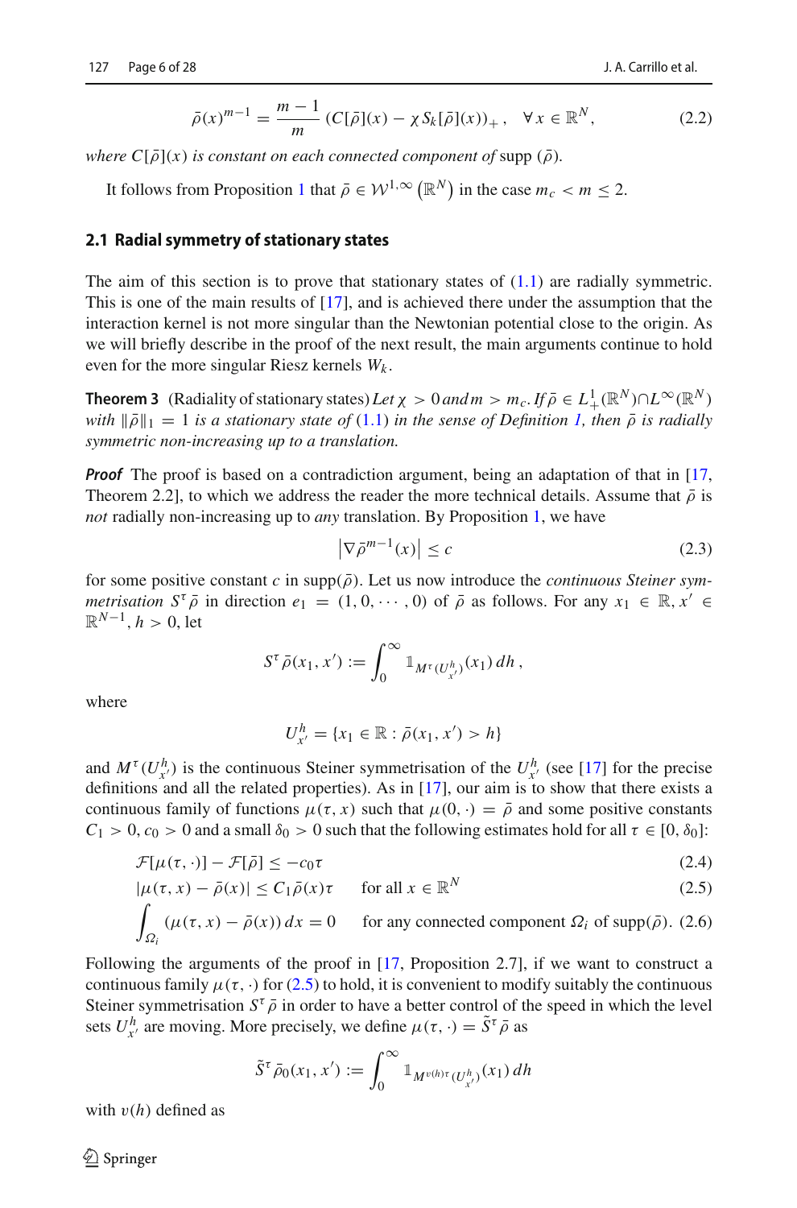$$\bar{\rho}(x)^{m-1} = \frac{m-1}{m}\left(C[\bar{\rho}](x) - \chi S_k[\bar{\rho}](x)\right)_+, \quad \forall x \in \mathbb{R}^N, \tag{2.2}$$

*where $C[\bar{\rho}](x)$ is constant on each connected component of* supp $(\bar{\rho})$.

It follows from Proposition 1 that $\bar{\rho} \in \mathcal{W}^{1,\infty}\left(\mathbb{R}^N\right)$ in the case $m_c < m \leq 2$.

### 2.1 Radial symmetry of stationary states

The aim of this section is to prove that stationary states of (1.1) are radially symmetric. This is one of the main results of [17], and is achieved there under the assumption that the interaction kernel is not more singular than the Newtonian potential close to the origin. As we will briefly describe in the proof of the next result, the main arguments continue to hold even for the more singular Riesz kernels $W_k$.

**Theorem 3** (Radiality of stationary states) *Let $\chi > 0$ and $m > m_c$. If $\bar{\rho} \in L^1_+(\mathbb{R}^N) \cap L^\infty(\mathbb{R}^N)$ with $\|\bar{\rho}\|_1 = 1$ is a stationary state of* (1.1) *in the sense of Definition 1, then $\bar{\rho}$ is radially symmetric non-increasing up to a translation.*

***Proof*** The proof is based on a contradiction argument, being an adaptation of that in [17, Theorem 2.2], to which we address the reader the more technical details. Assume that $\bar{\rho}$ is *not* radially non-increasing up to *any* translation. By Proposition 1, we have

$$\left|\nabla \bar{\rho}^{m-1}(x)\right| \leq c \tag{2.3}$$

for some positive constant $c$ in $\text{supp}(\bar{\rho})$. Let us now introduce the *continuous Steiner symmetrisation* $S^\tau \bar{\rho}$ in direction $e_1 = (1, 0, \cdots, 0)$ of $\bar{\rho}$ as follows. For any $x_1 \in \mathbb{R}, x' \in \mathbb{R}^{N-1}, h > 0$, let

$$S^\tau \bar{\rho}(x_1, x') := \int_0^\infty \mathbb{1}_{M^\tau(U^h_{x'})}(x_1)\, dh\,,$$

where

$$U^h_{x'} = \{x_1 \in \mathbb{R} : \bar{\rho}(x_1, x') > h\}$$

and $M^\tau(U^h_{x'})$ is the continuous Steiner symmetrisation of the $U^h_{x'}$ (see [17] for the precise definitions and all the related properties). As in [17], our aim is to show that there exists a continuous family of functions $\mu(\tau, x)$ such that $\mu(0, \cdot) = \bar{\rho}$ and some positive constants $C_1 > 0, c_0 > 0$ and a small $\delta_0 > 0$ such that the following estimates hold for all $\tau \in [0, \delta_0]$:

$$\mathcal{F}[\mu(\tau, \cdot)] - \mathcal{F}[\bar{\rho}] \leq -c_0 \tau \tag{2.4}$$

$$|\mu(\tau, x) - \bar{\rho}(x)| \leq C_1 \bar{\rho}(x) \tau \qquad \text{for all } x \in \mathbb{R}^N \tag{2.5}$$

$$\int_{\Omega_i} (\mu(\tau, x) - \bar{\rho}(x))\, dx = 0 \qquad \text{for any connected component } \Omega_i \text{ of } \text{supp}(\bar{\rho}). \tag{2.6}$$

Following the arguments of the proof in [17, Proposition 2.7], if we want to construct a continuous family $\mu(\tau, \cdot)$ for (2.5) to hold, it is convenient to modify suitably the continuous Steiner symmetrisation $S^\tau \bar{\rho}$ in order to have a better control of the speed in which the level sets $U^h_{x'}$ are moving. More precisely, we define $\mu(\tau, \cdot) = \tilde{S}^\tau \bar{\rho}$ as

$$\tilde{S}^\tau \bar{\rho}_0(x_1, x') := \int_0^\infty \mathbb{1}_{M^{v(h)\tau}(U^h_{x'})}(x_1)\, dh$$

with $v(h)$ defined as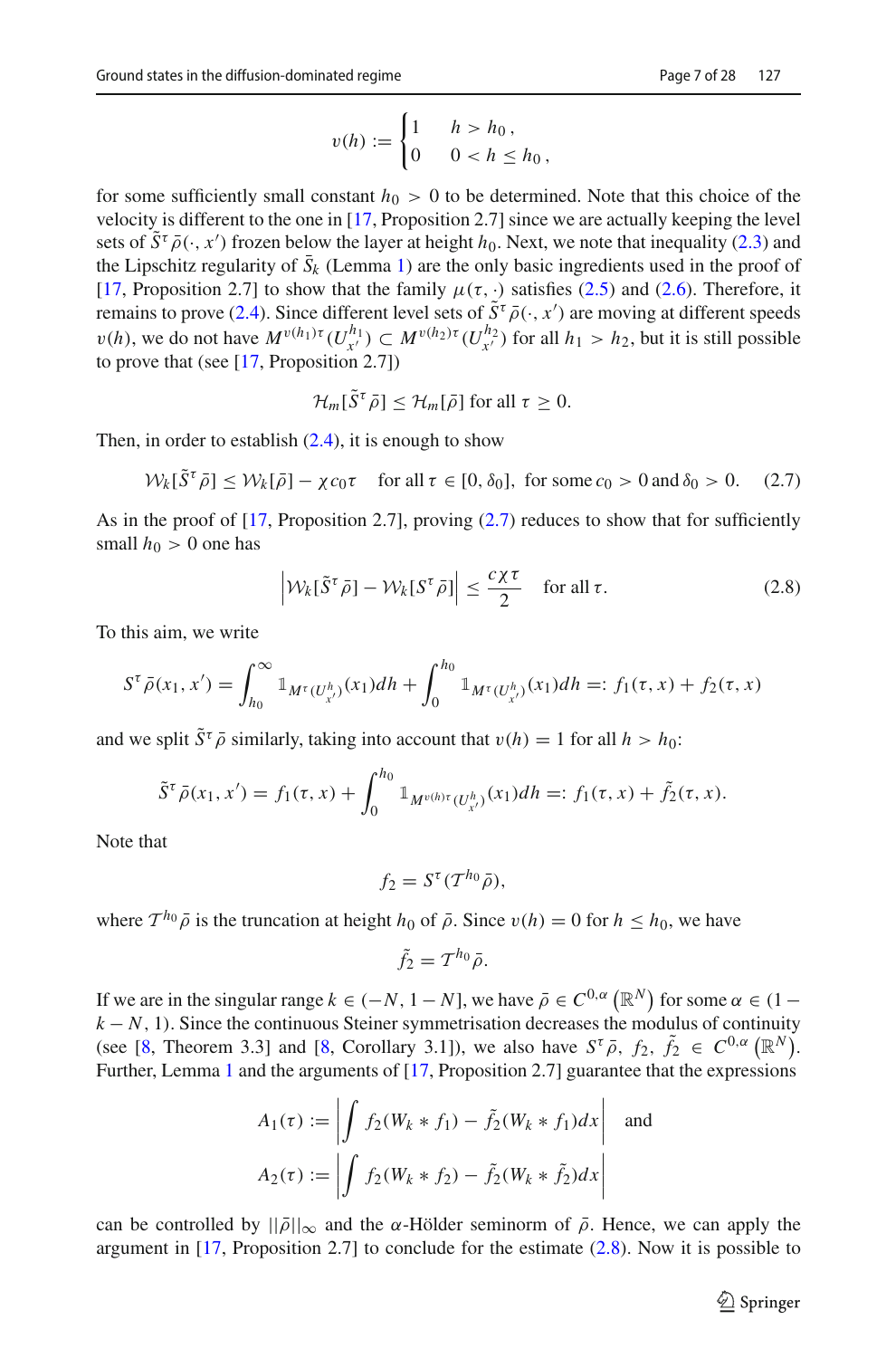$$v(h) := \begin{cases} 1 & h > h_0\,, \\ 0 & 0 < h \le h_0\,, \end{cases}$$

for some sufficiently small constant $h_0 > 0$ to be determined. Note that this choice of the velocity is different to the one in [17, Proposition 2.7] since we are actually keeping the level sets of $\tilde{S}^\tau \bar{\rho}(\cdot, x')$ frozen below the layer at height $h_0$. Next, we note that inequality (2.3) and the Lipschitz regularity of $\bar{S}_k$ (Lemma 1) are the only basic ingredients used in the proof of [17, Proposition 2.7] to show that the family $\mu(\tau, \cdot)$ satisfies (2.5) and (2.6). Therefore, it remains to prove (2.4). Since different level sets of $\tilde{S}^\tau \bar{\rho}(\cdot, x')$ are moving at different speeds $v(h)$, we do not have $M^{v(h_1)\tau}(U_{x'}^{h_1}) \subset M^{v(h_2)\tau}(U_{x'}^{h_2})$ for all $h_1 > h_2$, but it is still possible to prove that (see [17, Proposition 2.7])

$$\mathcal{H}_m[\tilde{S}^\tau \bar{\rho}] \le \mathcal{H}_m[\bar{\rho}] \text{ for all } \tau \ge 0.$$

Then, in order to establish (2.4), it is enough to show

$$\mathcal{W}_k[\tilde{S}^\tau \bar{\rho}] \le \mathcal{W}_k[\bar{\rho}] - \chi c_0 \tau \quad \text{for all } \tau \in [0, \delta_0], \text{ for some } c_0 > 0 \text{ and } \delta_0 > 0. \tag{2.7}$$

As in the proof of [17, Proposition 2.7], proving (2.7) reduces to show that for sufficiently small $h_0 > 0$ one has

$$\left| \mathcal{W}_k[\tilde{S}^\tau \bar{\rho}] - \mathcal{W}_k[S^\tau \bar{\rho}] \right| \le \frac{c\chi\tau}{2} \quad \text{for all } \tau. \tag{2.8}$$

To this aim, we write

$$S^\tau \bar{\rho}(x_1, x') = \int_{h_0}^{\infty} \mathbb{1}_{M^\tau(U_{x'}^h)}(x_1) dh + \int_0^{h_0} \mathbb{1}_{M^\tau(U_{x'}^h)}(x_1) dh =: f_1(\tau, x) + f_2(\tau, x)$$

and we split $\tilde{S}^\tau \bar{\rho}$ similarly, taking into account that $v(h) = 1$ for all $h > h_0$:

$$\tilde{S}^\tau \bar{\rho}(x_1, x') = f_1(\tau, x) + \int_0^{h_0} \mathbb{1}_{M^{v(h)\tau}(U_{x'}^h)}(x_1) dh =: f_1(\tau, x) + \tilde{f}_2(\tau, x).$$

Note that

$$f_2 = S^\tau (\mathcal{T}^{h_0} \bar{\rho}),$$

where $\mathcal{T}^{h_0} \bar{\rho}$ is the truncation at height $h_0$ of $\bar{\rho}$. Since $v(h) = 0$ for $h \le h_0$, we have

$$\tilde{f}_2 = \mathcal{T}^{h_0} \bar{\rho}.$$

If we are in the singular range $k \in (-N, 1 - N]$, we have $\bar{\rho} \in C^{0,\alpha}\left(\mathbb{R}^N\right)$ for some $\alpha \in (1 - k - N, 1)$. Since the continuous Steiner symmetrisation decreases the modulus of continuity (see [8, Theorem 3.3] and [8, Corollary 3.1]), we also have $S^\tau \bar{\rho}$, $f_2$, $\tilde{f}_2 \in C^{0,\alpha}\left(\mathbb{R}^N\right)$. Further, Lemma 1 and the arguments of [17, Proposition 2.7] guarantee that the expressions

$$A_1(\tau) := \left| \int f_2(W_k * f_1) - \tilde{f}_2(W_k * f_1) dx \right| \quad \text{and}$$

$$A_2(\tau) := \left| \int f_2(W_k * f_2) - \tilde{f}_2(W_k * \tilde{f}_2) dx \right|$$

can be controlled by $||\bar{\rho}||_\infty$ and the $\alpha$-Hölder seminorm of $\bar{\rho}$. Hence, we can apply the argument in [17, Proposition 2.7] to conclude for the estimate (2.8). Now it is possible to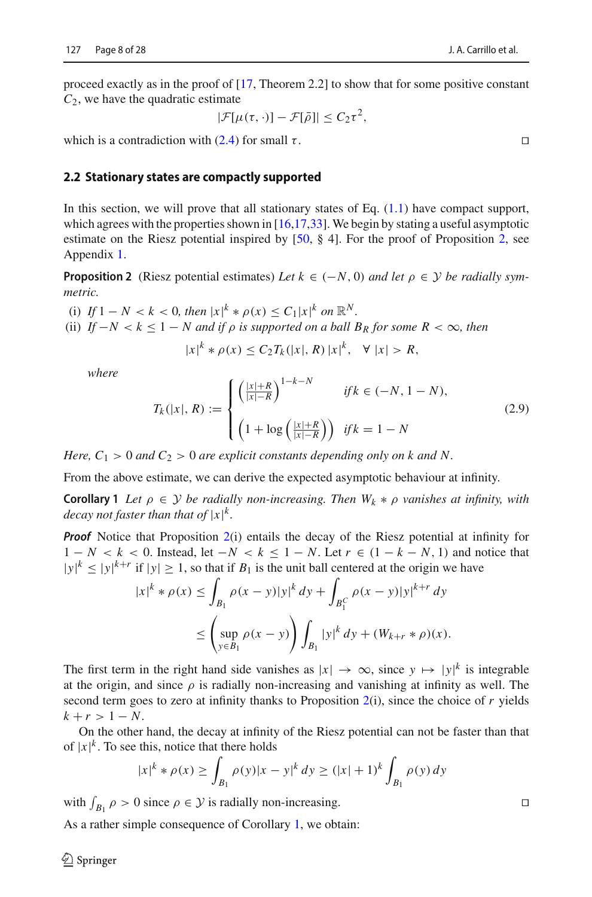proceed exactly as in the proof of [17, Theorem 2.2] to show that for some positive constant $C_2$, we have the quadratic estimate

$$|\mathcal{F}[\mu(\tau,\cdot)] - \mathcal{F}[\bar{\rho}]| \leq C_2\tau^2,$$

which is a contradiction with (2.4) for small $\tau$. ◻

### 2.2 Stationary states are compactly supported

In this section, we will prove that all stationary states of Eq. (1.1) have compact support, which agrees with the properties shown in [16,17,33]. We begin by stating a useful asymptotic estimate on the Riesz potential inspired by [50, § 4]. For the proof of Proposition 2, see Appendix 1.

**Proposition 2** (Riesz potential estimates) *Let $k \in (-N, 0)$ and let $\rho \in \mathcal{Y}$ be radially symmetric.*

(i) *If $1-N < k < 0$, then $|x|^k * \rho(x) \leq C_1|x|^k$ on $\mathbb{R}^N$.*
(ii) *If $-N < k \leq 1-N$ and if $\rho$ is supported on a ball $B_R$ for some $R < \infty$, then*

$$|x|^k * \rho(x) \leq C_2 T_k(|x|, R)\,|x|^k, \quad \forall\ |x| > R,$$

*where*

$$T_k(|x|, R) := \begin{cases} \left(\frac{|x|+R}{|x|-R}\right)^{1-k-N} & \text{if } k \in (-N, 1-N), \\ \left(1+\log\left(\frac{|x|+R}{|x|-R}\right)\right) & \text{if } k = 1-N \end{cases} \tag{2.9}$$

*Here, $C_1 > 0$ and $C_2 > 0$ are explicit constants depending only on $k$ and $N$.*

From the above estimate, we can derive the expected asymptotic behaviour at infinity.

**Corollary 1** *Let $\rho \in \mathcal{Y}$ be radially non-increasing. Then $W_k * \rho$ vanishes at infinity, with decay not faster than that of $|x|^k$.*

***Proof*** Notice that Proposition 2(i) entails the decay of the Riesz potential at infinity for $1-N < k < 0$. Instead, let $-N < k \leq 1-N$. Let $r \in (1-k-N, 1)$ and notice that $|y|^k \leq |y|^{k+r}$ if $|y| \geq 1$, so that if $B_1$ is the unit ball centered at the origin we have

$$\begin{aligned} |x|^k * \rho(x) &\leq \int_{B_1} \rho(x-y)|y|^k\,dy + \int_{B_1^C} \rho(x-y)|y|^{k+r}\,dy \\ &\leq \left(\sup_{y\in B_1} \rho(x-y)\right) \int_{B_1} |y|^k\,dy + (W_{k+r} * \rho)(x). \end{aligned}$$

The first term in the right hand side vanishes as $|x| \to \infty$, since $y \mapsto |y|^k$ is integrable at the origin, and since $\rho$ is radially non-increasing and vanishing at infinity as well. The second term goes to zero at infinity thanks to Proposition 2(i), since the choice of $r$ yields $k + r > 1 - N$.

On the other hand, the decay at infinity of the Riesz potential can not be faster than that of $|x|^k$. To see this, notice that there holds

$$|x|^k * \rho(x) \geq \int_{B_1} \rho(y)|x-y|^k\,dy \geq (|x|+1)^k \int_{B_1} \rho(y)\,dy$$

with $\int_{B_1} \rho > 0$ since $\rho \in \mathcal{Y}$ is radially non-increasing. ◻

As a rather simple consequence of Corollary 1, we obtain: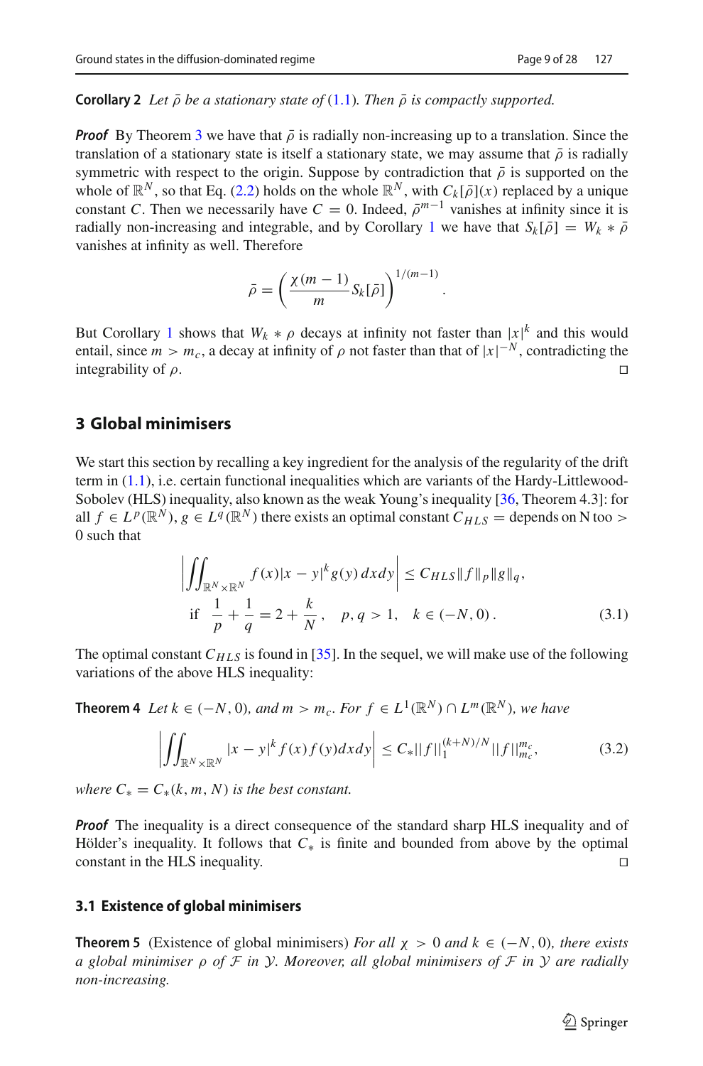**Corollary 2** *Let $\bar{\rho}$ be a stationary state of (1.1). Then $\bar{\rho}$ is compactly supported.*

***Proof*** By Theorem 3 we have that $\bar{\rho}$ is radially non-increasing up to a translation. Since the translation of a stationary state is itself a stationary state, we may assume that $\bar{\rho}$ is radially symmetric with respect to the origin. Suppose by contradiction that $\bar{\rho}$ is supported on the whole of $\mathbb{R}^N$, so that Eq. (2.2) holds on the whole $\mathbb{R}^N$, with $C_k[\bar{\rho}](x)$ replaced by a unique constant $C$. Then we necessarily have $C = 0$. Indeed, $\bar{\rho}^{m-1}$ vanishes at infinity since it is radially non-increasing and integrable, and by Corollary 1 we have that $S_k[\bar{\rho}] = W_k * \bar{\rho}$ vanishes at infinity as well. Therefore

$$
\bar{\rho} = \left( \frac{\chi(m-1)}{m} S_k[\bar{\rho}] \right)^{1/(m-1)}.
$$

But Corollary 1 shows that $W_k * \rho$ decays at infinity not faster than $|x|^k$ and this would entail, since $m > m_c$, a decay at infinity of $\rho$ not faster than that of $|x|^{-N}$, contradicting the integrability of $\rho$. □

## 3 Global minimisers

We start this section by recalling a key ingredient for the analysis of the regularity of the drift term in (1.1), i.e. certain functional inequalities which are variants of the Hardy-Littlewood-Sobolev (HLS) inequality, also known as the weak Young's inequality [36, Theorem 4.3]: for all $f \in L^p(\mathbb{R}^N)$, $g \in L^q(\mathbb{R}^N)$ there exists an optimal constant $C_{HLS} =$ depends on N too $> 0$ such that

$$
\left| \iint_{\mathbb{R}^N \times \mathbb{R}^N} f(x)|x-y|^k g(y)\, dxdy \right| \leq C_{HLS} \|f\|_p \|g\|_q,
$$
$$
\text{if} \quad \frac{1}{p} + \frac{1}{q} = 2 + \frac{k}{N}, \quad p, q > 1, \quad k \in (-N, 0). \tag{3.1}
$$

The optimal constant $C_{HLS}$ is found in [35]. In the sequel, we will make use of the following variations of the above HLS inequality:

**Theorem 4** *Let $k \in (-N, 0)$, and $m > m_c$. For $f \in L^1(\mathbb{R}^N) \cap L^m(\mathbb{R}^N)$, we have*

$$
\left| \iint_{\mathbb{R}^N \times \mathbb{R}^N} |x-y|^k f(x) f(y) dxdy \right| \leq C_* ||f||_1^{(k+N)/N} ||f||_{m_c}^{m_c}, \tag{3.2}
$$

*where $C_* = C_*(k, m, N)$ is the best constant.*

***Proof*** The inequality is a direct consequence of the standard sharp HLS inequality and of Hölder's inequality. It follows that $C_*$ is finite and bounded from above by the optimal constant in the HLS inequality. □

### 3.1 Existence of global minimisers

**Theorem 5** (Existence of global minimisers) *For all $\chi > 0$ and $k \in (-N, 0)$, there exists a global minimiser $\rho$ of $\mathcal{F}$ in $\mathcal{Y}$. Moreover, all global minimisers of $\mathcal{F}$ in $\mathcal{Y}$ are radially non-increasing.*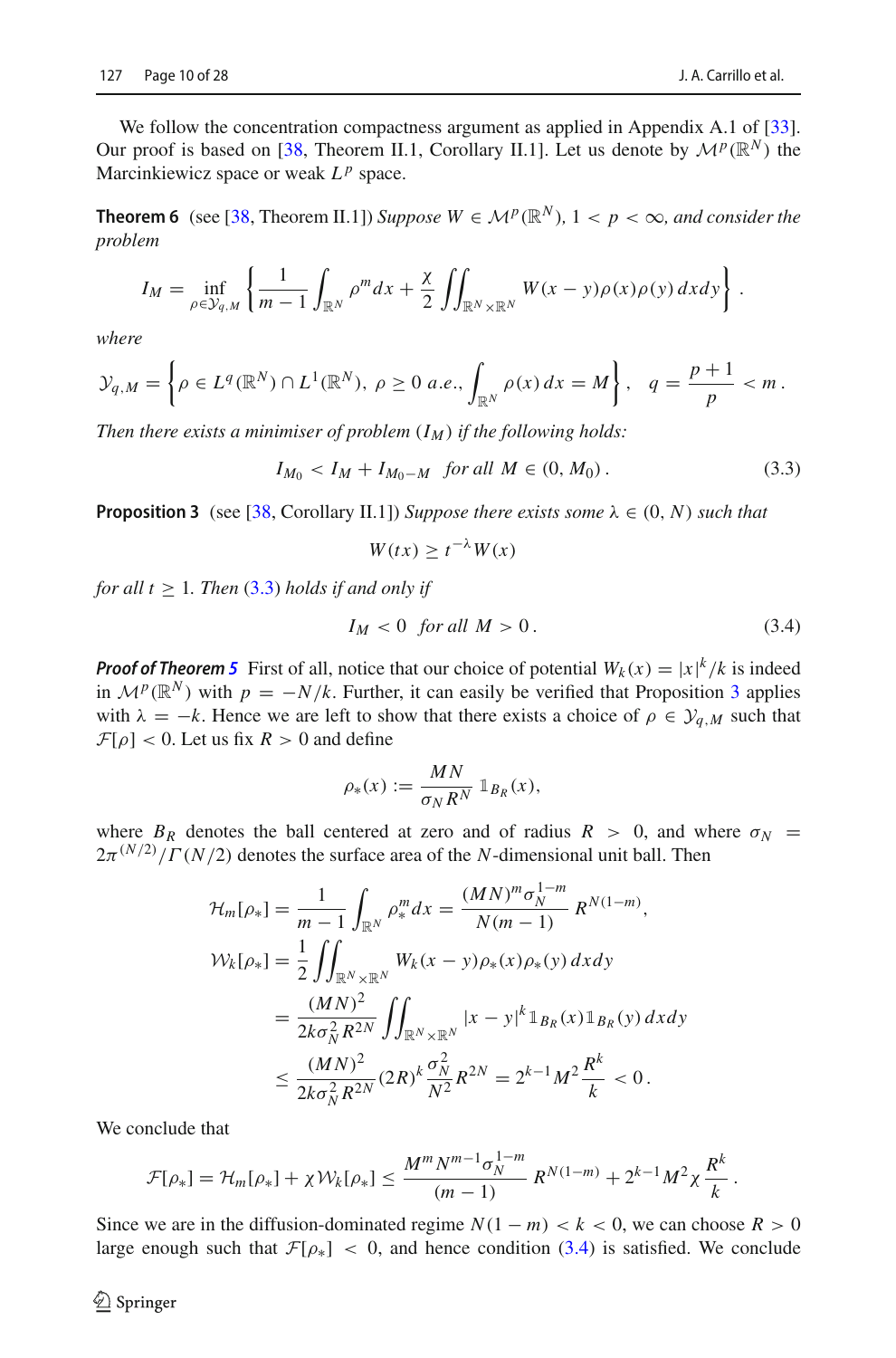We follow the concentration compactness argument as applied in Appendix A.1 of [33]. Our proof is based on [38, Theorem II.1, Corollary II.1]. Let us denote by $\mathcal{M}^p(\mathbb{R}^N)$ the Marcinkiewicz space or weak $L^p$ space.

**Theorem 6** (see [38, Theorem II.1]) *Suppose $W \in \mathcal{M}^p(\mathbb{R}^N)$, $1 < p < \infty$, and consider the problem*

$$I_M = \inf_{\rho \in \mathcal{Y}_{q,M}} \left\{ \frac{1}{m-1} \int_{\mathbb{R}^N} \rho^m dx + \frac{\chi}{2} \iint_{\mathbb{R}^N \times \mathbb{R}^N} W(x-y)\rho(x)\rho(y)\, dxdy \right\}.$$

*where*

$$\mathcal{Y}_{q,M} = \left\{ \rho \in L^q(\mathbb{R}^N) \cap L^1(\mathbb{R}^N),\ \rho \geq 0 \ a.e., \int_{\mathbb{R}^N} \rho(x)\, dx = M \right\}, \quad q = \frac{p+1}{p} < m.$$

*Then there exists a minimiser of problem $(I_M)$ if the following holds:*

$$I_{M_0} < I_M + I_{M_0 - M} \quad \text{for all } M \in (0, M_0). \tag{3.3}$$

**Proposition 3** (see [38, Corollary II.1]) *Suppose there exists some $\lambda \in (0, N)$ such that*

$$W(tx) \geq t^{-\lambda} W(x)$$

*for all $t \geq 1$. Then (3.3) holds if and only if*

$$I_M < 0 \quad \text{for all } M > 0. \tag{3.4}$$

***Proof of Theorem 5*** First of all, notice that our choice of potential $W_k(x) = |x|^k/k$ is indeed in $\mathcal{M}^p(\mathbb{R}^N)$ with $p = -N/k$. Further, it can easily be verified that Proposition 3 applies with $\lambda = -k$. Hence we are left to show that there exists a choice of $\rho \in \mathcal{Y}_{q,M}$ such that $\mathcal{F}[\rho] < 0$. Let us fix $R > 0$ and define

$$\rho_*(x) := \frac{MN}{\sigma_N R^N} \mathbb{1}_{B_R}(x),$$

where $B_R$ denotes the ball centered at zero and of radius $R > 0$, and where $\sigma_N = 2\pi^{(N/2)}/\Gamma(N/2)$ denotes the surface area of the $N$-dimensional unit ball. Then

$$\begin{aligned}
\mathcal{H}_m[\rho_*] &= \frac{1}{m-1} \int_{\mathbb{R}^N} \rho_*^m dx = \frac{(MN)^m \sigma_N^{1-m}}{N(m-1)} R^{N(1-m)}, \\
\mathcal{W}_k[\rho_*] &= \frac{1}{2} \iint_{\mathbb{R}^N \times \mathbb{R}^N} W_k(x-y)\rho_*(x)\rho_*(y)\, dxdy \\
&= \frac{(MN)^2}{2k\sigma_N^2 R^{2N}} \iint_{\mathbb{R}^N \times \mathbb{R}^N} |x-y|^k \mathbb{1}_{B_R}(x)\mathbb{1}_{B_R}(y)\, dxdy \\
&\leq \frac{(MN)^2}{2k\sigma_N^2 R^{2N}} (2R)^k \frac{\sigma_N^2}{N^2} R^{2N} = 2^{k-1} M^2 \frac{R^k}{k} < 0.
\end{aligned}$$

We conclude that

$$\mathcal{F}[\rho_*] = \mathcal{H}_m[\rho_*] + \chi \mathcal{W}_k[\rho_*] \leq \frac{M^m N^{m-1} \sigma_N^{1-m}}{(m-1)} R^{N(1-m)} + 2^{k-1} M^2 \chi \frac{R^k}{k}.$$

Since we are in the diffusion-dominated regime $N(1-m) < k < 0$, we can choose $R > 0$ large enough such that $\mathcal{F}[\rho_*] < 0$, and hence condition (3.4) is satisfied. We conclude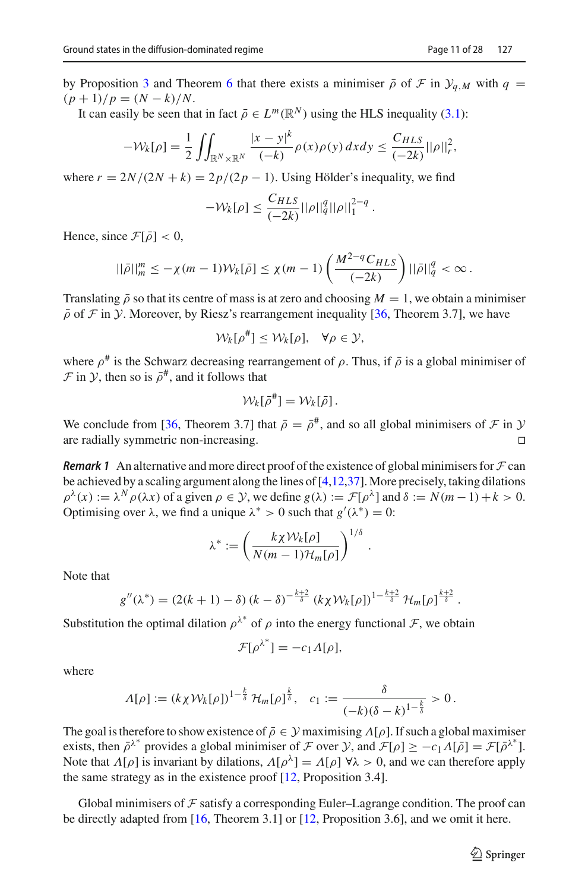by Proposition 3 and Theorem 6 that there exists a minimiser $\bar{\rho}$ of $\mathcal{F}$ in $\mathcal{Y}_{q,M}$ with $q = (p+1)/p = (N-k)/N$.

It can easily be seen that in fact $\bar{\rho} \in L^m(\mathbb{R}^N)$ using the HLS inequality (3.1):

$$-\mathcal{W}_k[\rho] = \frac{1}{2} \iint_{\mathbb{R}^N \times \mathbb{R}^N} \frac{|x-y|^k}{(-k)} \rho(x)\rho(y)\, dxdy \leq \frac{C_{HLS}}{(-2k)} ||\rho||_r^2,$$

where $r = 2N/(2N+k) = 2p/(2p-1)$. Using Hölder's inequality, we find

$$-\mathcal{W}_k[\rho] \leq \frac{C_{HLS}}{(-2k)} ||\rho||_q^q ||\rho||_1^{2-q}.$$

Hence, since $\mathcal{F}[\bar{\rho}] < 0$,

$$||\bar{\rho}||_m^m \leq -\chi(m-1)\mathcal{W}_k[\bar{\rho}] \leq \chi(m-1)\left(\frac{M^{2-q}C_{HLS}}{(-2k)}\right) ||\bar{\rho}||_q^q < \infty.$$

Translating $\bar{\rho}$ so that its centre of mass is at zero and choosing $M = 1$, we obtain a minimiser $\bar{\rho}$ of $\mathcal{F}$ in $\mathcal{Y}$. Moreover, by Riesz's rearrangement inequality [36, Theorem 3.7], we have

$$\mathcal{W}_k[\rho^\#] \leq \mathcal{W}_k[\rho], \quad \forall \rho \in \mathcal{Y},$$

where $\rho^\#$ is the Schwarz decreasing rearrangement of $\rho$. Thus, if $\bar{\rho}$ is a global minimiser of $\mathcal{F}$ in $\mathcal{Y}$, then so is $\bar{\rho}^\#$, and it follows that

$$\mathcal{W}_k[\bar{\rho}^\#] = \mathcal{W}_k[\bar{\rho}].$$

We conclude from [36, Theorem 3.7] that $\bar{\rho} = \bar{\rho}^\#$, and so all global minimisers of $\mathcal{F}$ in $\mathcal{Y}$ are radially symmetric non-increasing. □

***Remark 1*** An alternative and more direct proof of the existence of global minimisers for $\mathcal{F}$ can be achieved by a scaling argument along the lines of [4,12,37]. More precisely, taking dilations $\rho^\lambda(x) := \lambda^N \rho(\lambda x)$ of a given $\rho \in \mathcal{Y}$, we define $g(\lambda) := \mathcal{F}[\rho^\lambda]$ and $\delta := N(m-1)+k > 0$. Optimising over $\lambda$, we find a unique $\lambda^* > 0$ such that $g'(\lambda^*) = 0$:

$$\lambda^* := \left(\frac{k\chi\mathcal{W}_k[\rho]}{N(m-1)\mathcal{H}_m[\rho]}\right)^{1/\delta}.$$

Note that

$$g''(\lambda^*) = (2(k+1)-\delta)\,(k-\delta)^{-\frac{k+2}{\delta}}\,(k\chi\mathcal{W}_k[\rho])^{1-\frac{k+2}{\delta}}\,\mathcal{H}_m[\rho]^{\frac{k+2}{\delta}}.$$

Substitution the optimal dilation $\rho^{\lambda^*}$ of $\rho$ into the energy functional $\mathcal{F}$, we obtain

$$\mathcal{F}[\rho^{\lambda^*}] = -c_1 \Lambda[\rho],$$

where

$$\Lambda[\rho] := (k\chi\mathcal{W}_k[\rho])^{1-\frac{k}{\delta}}\,\mathcal{H}_m[\rho]^{\frac{k}{\delta}}, \quad c_1 := \frac{\delta}{(-k)(\delta-k)^{1-\frac{k}{\delta}}} > 0.$$

The goal is therefore to show existence of $\bar{\rho} \in \mathcal{Y}$ maximising $\Lambda[\rho]$. If such a global maximiser exists, then $\bar{\rho}^{\lambda^*}$ provides a global minimiser of $\mathcal{F}$ over $\mathcal{Y}$, and $\mathcal{F}[\rho] \geq -c_1\Lambda[\bar{\rho}] = \mathcal{F}[\bar{\rho}^{\lambda^*}]$. Note that $\Lambda[\rho]$ is invariant by dilations, $\Lambda[\rho^\lambda] = \Lambda[\rho]\ \forall\lambda > 0$, and we can therefore apply the same strategy as in the existence proof [12, Proposition 3.4].

Global minimisers of $\mathcal{F}$ satisfy a corresponding Euler–Lagrange condition. The proof can be directly adapted from [16, Theorem 3.1] or [12, Proposition 3.6], and we omit it here.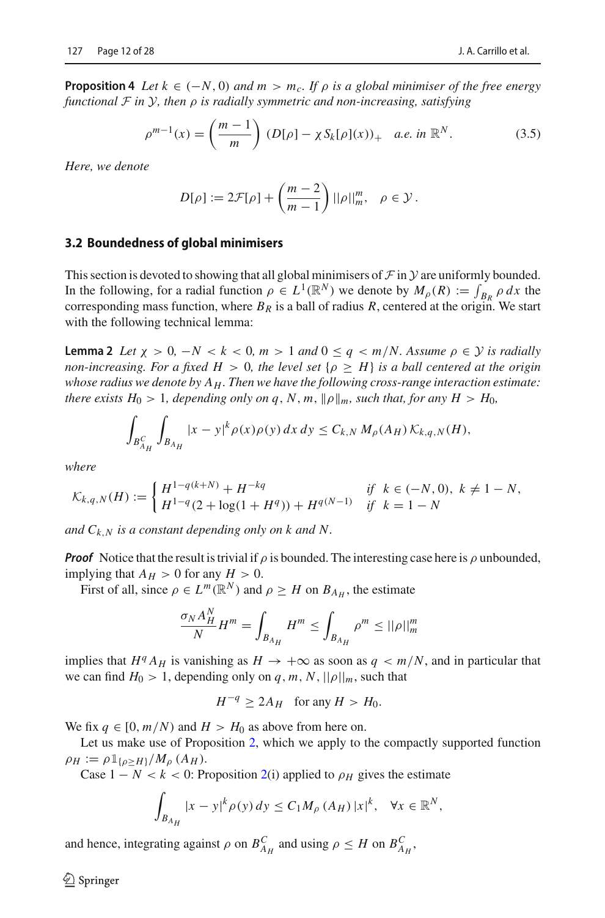**Proposition 4** *Let $k \in (-N, 0)$ and $m > m_c$. If $\rho$ is a global minimiser of the free energy functional $\mathcal{F}$ in $\mathcal{Y}$, then $\rho$ is radially symmetric and non-increasing, satisfying*

$$\rho^{m-1}(x) = \left(\frac{m-1}{m}\right) \left(D[\rho] - \chi S_k[\rho](x)\right)_+ \quad \text{a.e. in } \mathbb{R}^N. \tag{3.5}$$

*Here, we denote*

$$D[\rho] := 2\mathcal{F}[\rho] + \left(\frac{m-2}{m-1}\right) ||\rho||_m^m, \quad \rho \in \mathcal{Y}.$$

### 3.2 Boundedness of global minimisers

This section is devoted to showing that all global minimisers of $\mathcal{F}$ in $\mathcal{Y}$ are uniformly bounded. In the following, for a radial function $\rho \in L^1(\mathbb{R}^N)$ we denote by $M_\rho(R) := \int_{B_R} \rho \, dx$ the corresponding mass function, where $B_R$ is a ball of radius $R$, centered at the origin. We start with the following technical lemma:

**Lemma 2** *Let $\chi > 0$, $-N < k < 0$, $m > 1$ and $0 \leq q < m/N$. Assume $\rho \in \mathcal{Y}$ is radially non-increasing. For a fixed $H > 0$, the level set $\{\rho \geq H\}$ is a ball centered at the origin whose radius we denote by $A_H$. Then we have the following cross-range interaction estimate: there exists $H_0 > 1$, depending only on $q, N, m, \|\rho\|_m$, such that, for any $H > H_0$,*

$$\int_{B_{A_H}^C} \int_{B_{A_H}} |x-y|^k \rho(x)\rho(y) \, dx \, dy \leq C_{k,N} \, M_\rho(A_H) \, \mathcal{K}_{k,q,N}(H),$$

*where*

$$\mathcal{K}_{k,q,N}(H) := \begin{cases} H^{1-q(k+N)} + H^{-kq} & \text{if } k \in (-N, 0), \ k \neq 1-N, \\ H^{1-q}(2 + \log(1 + H^q)) + H^{q(N-1)} & \text{if } k = 1-N \end{cases}$$

*and $C_{k,N}$ is a constant depending only on $k$ and $N$.*

***Proof*** Notice that the result is trivial if $\rho$ is bounded. The interesting case here is $\rho$ unbounded, implying that $A_H > 0$ for any $H > 0$.

First of all, since $\rho \in L^m(\mathbb{R}^N)$ and $\rho \geq H$ on $B_{A_H}$, the estimate

$$\frac{\sigma_N A_H^N}{N} H^m = \int_{B_{A_H}} H^m \leq \int_{B_{A_H}} \rho^m \leq ||\rho||_m^m$$

implies that $H^q A_H$ is vanishing as $H \to +\infty$ as soon as $q < m/N$, and in particular that we can find $H_0 > 1$, depending only on $q, m, N, ||\rho||_m$, such that

$$H^{-q} \geq 2A_H \quad \text{for any } H > H_0.$$

We fix $q \in [0, m/N)$ and $H > H_0$ as above from here on.

Let us make use of Proposition 2, which we apply to the compactly supported function $\rho_H := \rho \mathbb{1}_{\{\rho \geq H\}} / M_\rho(A_H)$.

Case $1 - N < k < 0$: Proposition 2(i) applied to $\rho_H$ gives the estimate

$$\int_{B_{A_H}} |x-y|^k \rho(y) \, dy \leq C_1 M_\rho(A_H) \, |x|^k, \quad \forall x \in \mathbb{R}^N,$$

and hence, integrating against $\rho$ on $B_{A_H}^C$ and using $\rho \leq H$ on $B_{A_H}^C$,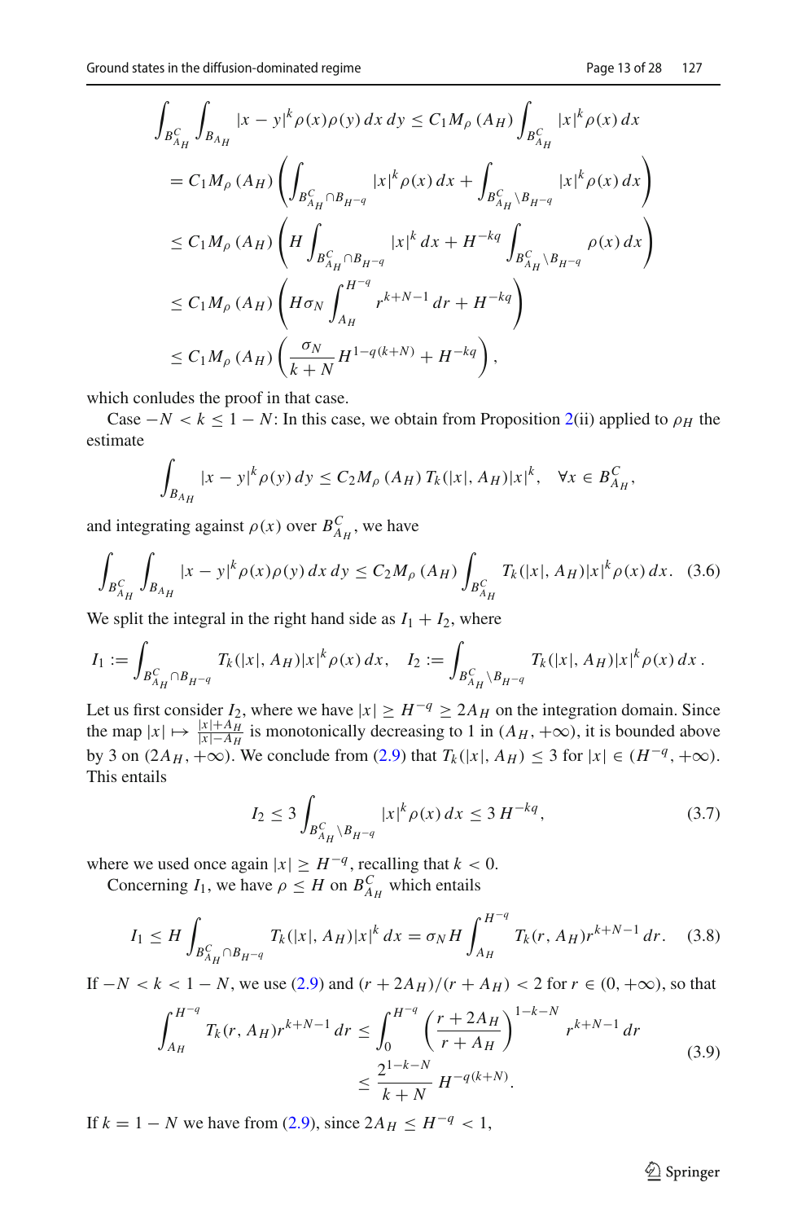$$
\begin{aligned}
\int_{B_{A_H}^C}\int_{B_{A_H}} |x-y|^k \rho(x)\rho(y)\,dx\,dy &\le C_1 M_\rho(A_H)\int_{B_{A_H}^C} |x|^k\rho(x)\,dx \\
&= C_1 M_\rho(A_H)\left(\int_{B_{A_H}^C\cap B_{H^{-q}}} |x|^k\rho(x)\,dx + \int_{B_{A_H}^C\setminus B_{H^{-q}}} |x|^k\rho(x)\,dx\right) \\
&\le C_1 M_\rho(A_H)\left(H\int_{B_{A_H}^C\cap B_{H^{-q}}} |x|^k\,dx + H^{-kq}\int_{B_{A_H}^C\setminus B_{H^{-q}}} \rho(x)\,dx\right) \\
&\le C_1 M_\rho(A_H)\left(H\sigma_N\int_{A_H}^{H^{-q}} r^{k+N-1}\,dr + H^{-kq}\right) \\
&\le C_1 M_\rho(A_H)\left(\frac{\sigma_N}{k+N}H^{1-q(k+N)} + H^{-kq}\right),
\end{aligned}
$$

which conludes the proof in that case.

Case $-N<k\le 1-N$: In this case, we obtain from Proposition 2(ii) applied to $\rho_H$ the estimate

$$
\int_{B_{A_H}} |x-y|^k\rho(y)\,dy \le C_2 M_\rho(A_H)\,T_k(|x|,A_H)|x|^k, \quad \forall x\in B_{A_H}^C,
$$

and integrating against $\rho(x)$ over $B_{A_H}^C$, we have

$$
\int_{B_{A_H}^C}\int_{B_{A_H}} |x-y|^k\rho(x)\rho(y)\,dx\,dy \le C_2 M_\rho(A_H)\int_{B_{A_H}^C} T_k(|x|,A_H)|x|^k\rho(x)\,dx. \tag{3.6}
$$

We split the integral in the right hand side as $I_1+I_2$, where

$$
I_1 := \int_{B_{A_H}^C\cap B_{H^{-q}}} T_k(|x|,A_H)|x|^k\rho(x)\,dx, \quad I_2 := \int_{B_{A_H}^C\setminus B_{H^{-q}}} T_k(|x|,A_H)|x|^k\rho(x)\,dx\,.
$$

Let us first consider $I_2$, where we have $|x|\ge H^{-q}\ge 2A_H$ on the integration domain. Since the map $|x|\mapsto \frac{|x|+A_H}{|x|-A_H}$ is monotonically decreasing to 1 in $(A_H,+\infty)$, it is bounded above by 3 on $(2A_H,+\infty)$. We conclude from (2.9) that $T_k(|x|,A_H)\le 3$ for $|x|\in(H^{-q},+\infty)$. This entails

$$
I_2 \le 3\int_{B_{A_H}^C\setminus B_{H^{-q}}} |x|^k\rho(x)\,dx \le 3\,H^{-kq}, \tag{3.7}
$$

where we used once again $|x|\ge H^{-q}$, recalling that $k<0$.

Concerning $I_1$, we have $\rho\le H$ on $B_{A_H}^C$ which entails

$$
I_1 \le H\int_{B_{A_H}^C\cap B_{H^{-q}}} T_k(|x|,A_H)|x|^k\,dx = \sigma_N H\int_{A_H}^{H^{-q}} T_k(r,A_H)r^{k+N-1}\,dr. \tag{3.8}
$$

If $-N<k<1-N$, we use (2.9) and $(r+2A_H)/(r+A_H)<2$ for $r\in(0,+\infty)$, so that

$$
\begin{aligned}
\int_{A_H}^{H^{-q}} T_k(r,A_H)r^{k+N-1}\,dr &\le \int_0^{H^{-q}}\left(\frac{r+2A_H}{r+A_H}\right)^{1-k-N} r^{k+N-1}\,dr \\
&\le \frac{2^{1-k-N}}{k+N}\,H^{-q(k+N)}.
\end{aligned} \tag{3.9}
$$

If $k=1-N$ we have from (2.9), since $2A_H\le H^{-q}<1$,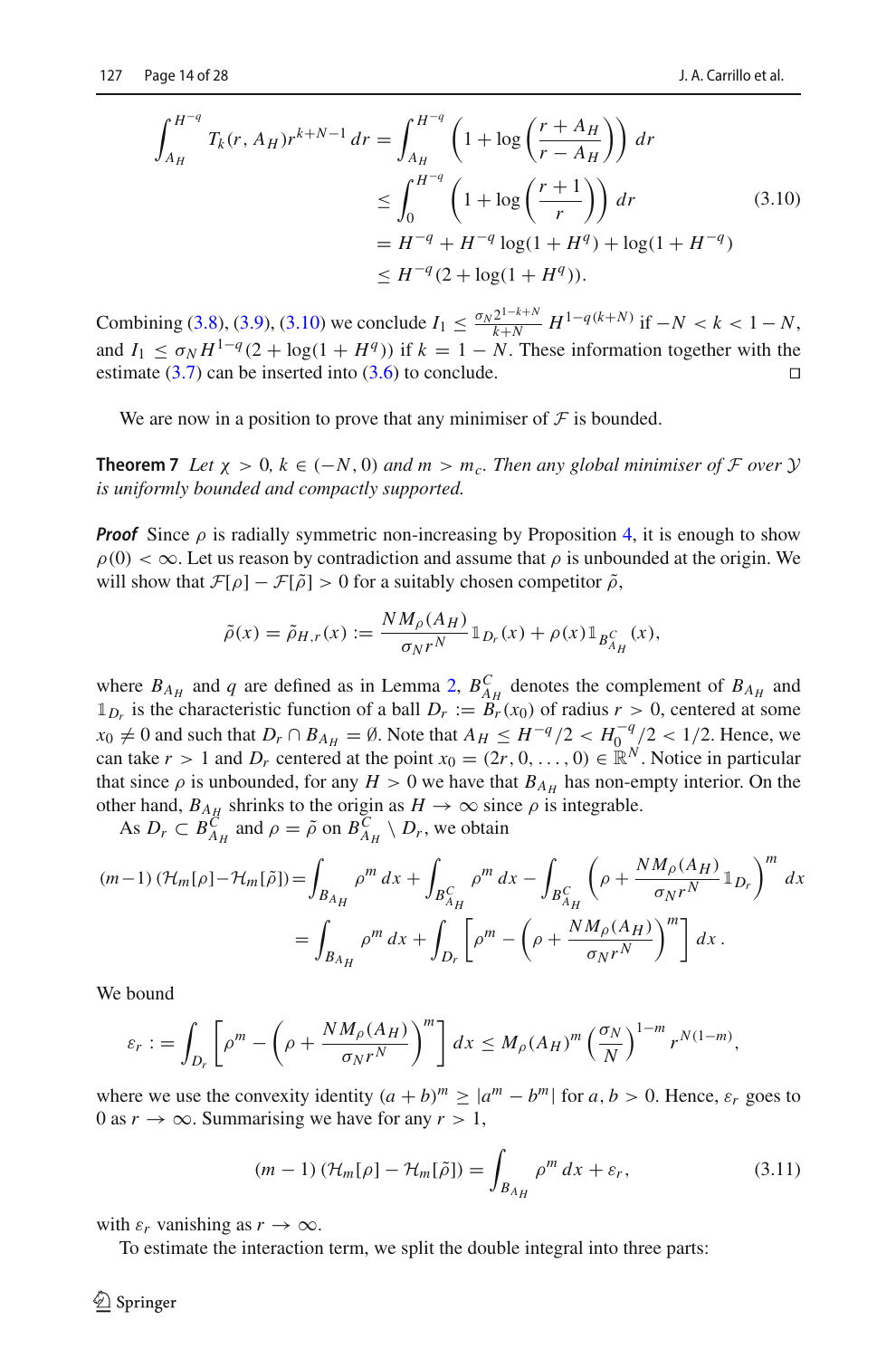$$\int_{A_H}^{H^{-q}} T_k(r, A_H) r^{k+N-1}\, dr = \int_{A_H}^{H^{-q}} \left(1 + \log\left(\frac{r + A_H}{r - A_H}\right)\right) dr$$

$$\le \int_0^{H^{-q}} \left(1 + \log\left(\frac{r+1}{r}\right)\right) dr \tag{3.10}$$

$$= H^{-q} + H^{-q}\log(1 + H^q) + \log(1 + H^{-q})$$

$$\le H^{-q}(2 + \log(1 + H^q)).$$

Combining (3.8), (3.9), (3.10) we conclude $I_1 \le \frac{\sigma_N 2^{1-k+N}}{k+N} H^{1-q(k+N)}$ if $-N < k < 1-N$, and $I_1 \le \sigma_N H^{1-q}(2 + \log(1 + H^q))$ if $k = 1 - N$. These information together with the estimate (3.7) can be inserted into (3.6) to conclude. □

We are now in a position to prove that any minimiser of $\mathcal{F}$ is bounded.

**Theorem 7** *Let $\chi > 0$, $k \in (-N, 0)$ and $m > m_c$. Then any global minimiser of $\mathcal{F}$ over $\mathcal{Y}$ is uniformly bounded and compactly supported.*

***Proof*** Since $\rho$ is radially symmetric non-increasing by Proposition 4, it is enough to show $\rho(0) < \infty$. Let us reason by contradiction and assume that $\rho$ is unbounded at the origin. We will show that $\mathcal{F}[\rho] - \mathcal{F}[\tilde{\rho}] > 0$ for a suitably chosen competitor $\tilde{\rho}$,

$$\tilde{\rho}(x) = \tilde{\rho}_{H,r}(x) := \frac{N M_\rho(A_H)}{\sigma_N r^N} \mathbb{1}_{D_r}(x) + \rho(x)\mathbb{1}_{B^C_{A_H}}(x),$$

where $B_{A_H}$ and $q$ are defined as in Lemma 2, $B^C_{A_H}$ denotes the complement of $B_{A_H}$ and $\mathbb{1}_{D_r}$ is the characteristic function of a ball $D_r := B_r(x_0)$ of radius $r > 0$, centered at some $x_0 \neq 0$ and such that $D_r \cap B_{A_H} = \emptyset$. Note that $A_H \le H^{-q}/2 < H_0^{-q}/2 < 1/2$. Hence, we can take $r > 1$ and $D_r$ centered at the point $x_0 = (2r, 0, \ldots, 0) \in \mathbb{R}^N$. Notice in particular that since $\rho$ is unbounded, for any $H > 0$ we have that $B_{A_H}$ has non-empty interior. On the other hand, $B_{A_H}$ shrinks to the origin as $H \to \infty$ since $\rho$ is integrable.

As $D_r \subset B^C_{A_H}$ and $\rho = \tilde{\rho}$ on $B^C_{A_H} \setminus D_r$, we obtain

$$(m-1)\left(\mathcal{H}_m[\rho] - \mathcal{H}_m[\tilde{\rho}]\right) = \int_{B_{A_H}} \rho^m\, dx + \int_{B^C_{A_H}} \rho^m\, dx - \int_{B^C_{A_H}} \left(\rho + \frac{N M_\rho(A_H)}{\sigma_N r^N}\mathbb{1}_{D_r}\right)^m dx$$

$$= \int_{B_{A_H}} \rho^m\, dx + \int_{D_r} \left[\rho^m - \left(\rho + \frac{N M_\rho(A_H)}{\sigma_N r^N}\right)^m\right] dx\,.$$

We bound

$$\varepsilon_r := \int_{D_r} \left[\rho^m - \left(\rho + \frac{N M_\rho(A_H)}{\sigma_N r^N}\right)^m\right] dx \le M_\rho(A_H)^m \left(\frac{\sigma_N}{N}\right)^{1-m} r^{N(1-m)},$$

where we use the convexity identity $(a+b)^m \ge |a^m - b^m|$ for $a, b > 0$. Hence, $\varepsilon_r$ goes to 0 as $r \to \infty$. Summarising we have for any $r > 1$,

$$(m-1)\left(\mathcal{H}_m[\rho] - \mathcal{H}_m[\tilde{\rho}]\right) = \int_{B_{A_H}} \rho^m\, dx + \varepsilon_r, \tag{3.11}$$

with $\varepsilon_r$ vanishing as $r \to \infty$.

To estimate the interaction term, we split the double integral into three parts: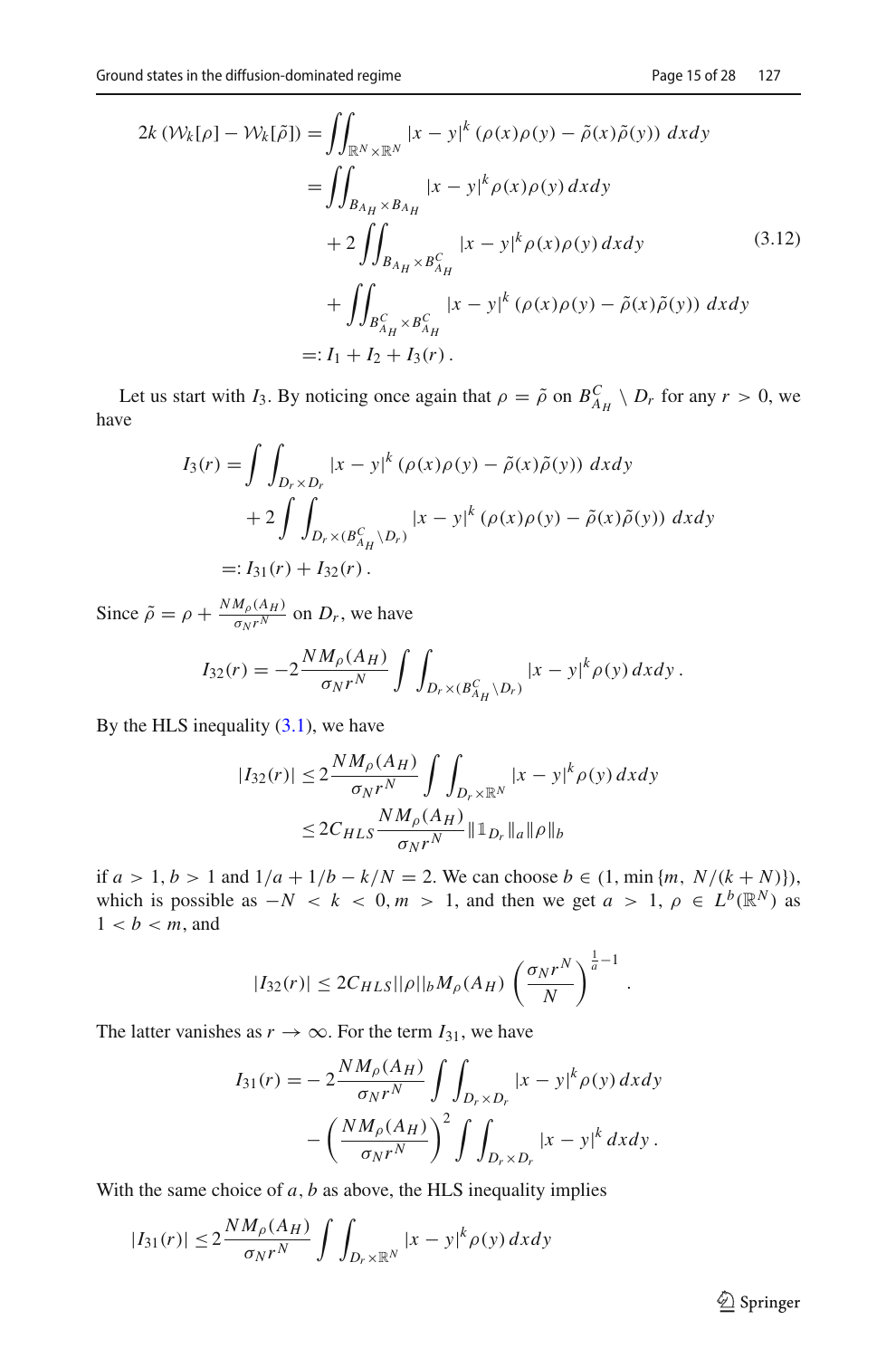$$
\begin{aligned}
2k\left(\mathcal{W}_k[\rho]-\mathcal{W}_k[\tilde\rho]\right) &= \iint_{\mathbb{R}^N\times\mathbb{R}^N} |x-y|^k\left(\rho(x)\rho(y)-\tilde\rho(x)\tilde\rho(y)\right)\,dxdy \\
&= \iint_{B_{A_H}\times B_{A_H}} |x-y|^k\rho(x)\rho(y)\,dxdy \\
&\quad + 2\iint_{B_{A_H}\times B_{A_H}^C} |x-y|^k\rho(x)\rho(y)\,dxdy \\
&\quad + \iint_{B_{A_H}^C\times B_{A_H}^C} |x-y|^k\left(\rho(x)\rho(y)-\tilde\rho(x)\tilde\rho(y)\right)\,dxdy \\
&=: I_1 + I_2 + I_3(r)\,.
\end{aligned}
\tag{3.12}
$$

Let us start with $I_3$. By noticing once again that $\rho=\tilde\rho$ on $B_{A_H}^C\setminus D_r$ for any $r>0$, we have

$$
\begin{aligned}
I_3(r) &= \int\int_{D_r\times D_r} |x-y|^k\left(\rho(x)\rho(y)-\tilde\rho(x)\tilde\rho(y)\right)\,dxdy \\
&\quad + 2\int\int_{D_r\times(B_{A_H}^C\setminus D_r)} |x-y|^k\left(\rho(x)\rho(y)-\tilde\rho(x)\tilde\rho(y)\right)\,dxdy \\
&=: I_{31}(r)+I_{32}(r)\,.
\end{aligned}
$$

Since $\tilde\rho=\rho+\frac{NM_\rho(A_H)}{\sigma_N r^N}$ on $D_r$, we have

$$
I_{32}(r) = -2\frac{NM_\rho(A_H)}{\sigma_N r^N}\int\int_{D_r\times(B_{A_H}^C\setminus D_r)} |x-y|^k\rho(y)\,dxdy\,.
$$

By the HLS inequality (3.1), we have

$$
\begin{aligned}
|I_{32}(r)| &\le 2\frac{NM_\rho(A_H)}{\sigma_N r^N}\int\int_{D_r\times\mathbb{R}^N} |x-y|^k\rho(y)\,dxdy \\
&\le 2C_{HLS}\frac{NM_\rho(A_H)}{\sigma_N r^N}\|\mathbb{1}_{D_r}\|_a\|\rho\|_b
\end{aligned}
$$

if $a>1$, $b>1$ and $1/a+1/b-k/N=2$. We can choose $b\in(1,\min\{m,\ N/(k+N)\})$, which is possible as $-N<k<0, m>1$, and then we get $a>1$, $\rho\in L^b(\mathbb{R}^N)$ as $1<b<m$, and

$$
|I_{32}(r)| \le 2C_{HLS}||\rho||_b M_\rho(A_H)\left(\frac{\sigma_N r^N}{N}\right)^{\frac{1}{a}-1}.
$$

The latter vanishes as $r\to\infty$. For the term $I_{31}$, we have

$$
\begin{aligned}
I_{31}(r) =& -2\frac{NM_\rho(A_H)}{\sigma_N r^N}\int\int_{D_r\times D_r} |x-y|^k\rho(y)\,dxdy \\
& -\left(\frac{NM_\rho(A_H)}{\sigma_N r^N}\right)^2\int\int_{D_r\times D_r} |x-y|^k\,dxdy\,.
\end{aligned}
$$

With the same choice of $a, b$ as above, the HLS inequality implies

$$
|I_{31}(r)| \le 2\frac{NM_\rho(A_H)}{\sigma_N r^N}\int\int_{D_r\times\mathbb{R}^N} |x-y|^k\rho(y)\,dxdy
$$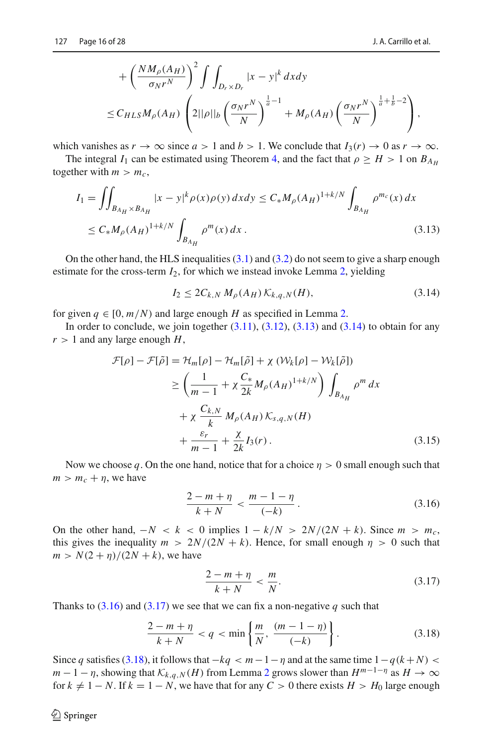$$
+\left(\frac{NM_\rho(A_H)}{\sigma_N r^N}\right)^2 \int\int_{D_r\times D_r} |x-y|^k\,dxdy
$$
$$
\leq C_{HLS} M_\rho(A_H)\left(2||\rho||_b\left(\frac{\sigma_N r^N}{N}\right)^{\frac{1}{a}-1} + M_\rho(A_H)\left(\frac{\sigma_N r^N}{N}\right)^{\frac{1}{a}+\frac{1}{b}-2}\right),
$$

which vanishes as $r\to\infty$ since $a>1$ and $b>1$. We conclude that $I_3(r)\to 0$ as $r\to\infty$.

The integral $I_1$ can be estimated using Theorem 4, and the fact that $\rho \geq H > 1$ on $B_{A_H}$ together with $m > m_c$,

$$
\begin{aligned}
I_1 = \iint_{B_{A_H}\times B_{A_H}} |x-y|^k \rho(x)\rho(y)\,dxdy &\leq C_* M_\rho(A_H)^{1+k/N}\int_{B_{A_H}} \rho^{m_c}(x)\,dx \\
&\leq C_* M_\rho(A_H)^{1+k/N}\int_{B_{A_H}} \rho^{m}(x)\,dx\,.
\end{aligned}
\tag{3.13}
$$

On the other hand, the HLS inequalities (3.1) and (3.2) do not seem to give a sharp enough estimate for the cross-term $I_2$, for which we instead invoke Lemma 2, yielding

$$
I_2 \leq 2C_{k,N}\, M_\rho(A_H)\,\mathcal{K}_{k,q,N}(H), \tag{3.14}
$$

for given $q\in[0,m/N)$ and large enough $H$ as specified in Lemma 2.

In order to conclude, we join together (3.11), (3.12), (3.13) and (3.14) to obtain for any $r>1$ and any large enough $H$,

$$
\begin{aligned}
\mathcal{F}[\rho]-\mathcal{F}[\tilde\rho] &= \mathcal{H}_m[\rho]-\mathcal{H}_m[\tilde\rho] + \chi\left(\mathcal{W}_k[\rho]-\mathcal{W}_k[\tilde\rho]\right)\\
&\geq \left(\frac{1}{m-1}+\chi\frac{C_*}{2k}M_\rho(A_H)^{1+k/N}\right)\int_{B_{A_H}}\rho^m\,dx\\
&\quad + \chi\,\frac{C_{k,N}}{k}\,M_\rho(A_H)\,\mathcal{K}_{s,q,N}(H)\\
&\quad + \frac{\varepsilon_r}{m-1} + \frac{\chi}{2k}I_3(r)\,.
\end{aligned}
\tag{3.15}
$$

Now we choose $q$. On the one hand, notice that for a choice $\eta>0$ small enough such that $m > m_c+\eta$, we have

$$
\frac{2-m+\eta}{k+N} < \frac{m-1-\eta}{(-k)}\,. \tag{3.16}
$$

On the other hand, $-N<k<0$ implies $1-k/N > 2N/(2N+k)$. Since $m>m_c$, this gives the inequality $m > 2N/(2N+k)$. Hence, for small enough $\eta>0$ such that $m > N(2+\eta)/(2N+k)$, we have

$$
\frac{2-m+\eta}{k+N} < \frac{m}{N}. \tag{3.17}
$$

Thanks to (3.16) and (3.17) we see that we can fix a non-negative $q$ such that

$$
\frac{2-m+\eta}{k+N} < q < \min\left\{\frac{m}{N},\ \frac{(m-1-\eta)}{(-k)}\right\}. \tag{3.18}
$$

Since $q$ satisfies (3.18), it follows that $-kq < m-1-\eta$ and at the same time $1-q(k+N) < m-1-\eta$, showing that $\mathcal{K}_{k,q,N}(H)$ from Lemma 2 grows slower than $H^{m-1-\eta}$ as $H\to\infty$ for $k\neq 1-N$. If $k=1-N$, we have that for any $C>0$ there exists $H>H_0$ large enough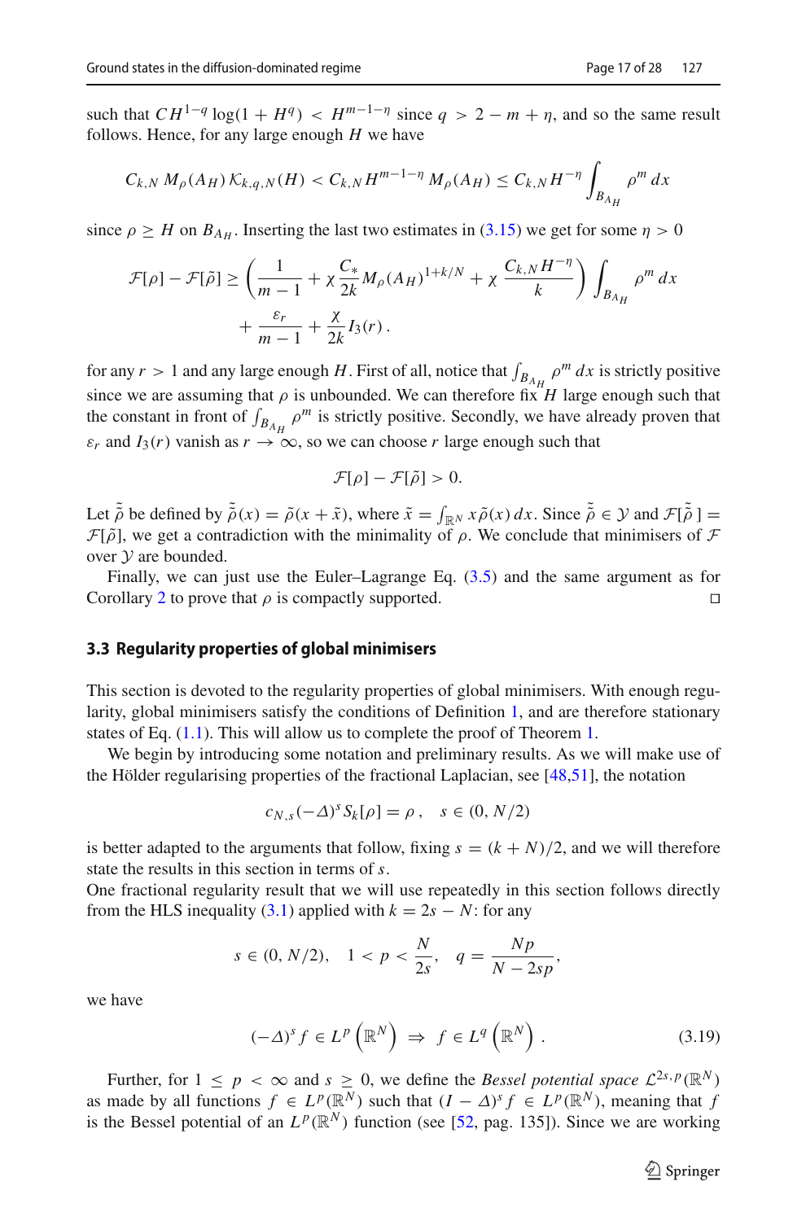such that $CH^{1-q}\log(1+H^q) < H^{m-1-\eta}$ since $q > 2-m+\eta$, and so the same result follows. Hence, for any large enough $H$ we have

$$C_{k,N}\, M_\rho(A_H)\,\mathcal{K}_{k,q,N}(H) < C_{k,N} H^{m-1-\eta}\, M_\rho(A_H) \le C_{k,N} H^{-\eta} \int_{B_{A_H}} \rho^m \, dx$$

since $\rho \ge H$ on $B_{A_H}$. Inserting the last two estimates in (3.15) we get for some $\eta > 0$

$$\mathcal{F}[\rho] - \mathcal{F}[\tilde{\rho}] \ge \left( \frac{1}{m-1} + \chi \frac{C_*}{2k} M_\rho(A_H)^{1+k/N} + \chi \, \frac{C_{k,N} H^{-\eta}}{k} \right) \int_{B_{A_H}} \rho^m \, dx$$
$$+ \frac{\varepsilon_r}{m-1} + \frac{\chi}{2k} I_3(r) \, .$$

for any $r > 1$ and any large enough $H$. First of all, notice that $\int_{B_{A_H}} \rho^m \, dx$ is strictly positive since we are assuming that $\rho$ is unbounded. We can therefore fix $H$ large enough such that the constant in front of $\int_{B_{A_H}} \rho^m$ is strictly positive. Secondly, we have already proven that $\varepsilon_r$ and $I_3(r)$ vanish as $r \to \infty$, so we can choose $r$ large enough such that

$$\mathcal{F}[\rho] - \mathcal{F}[\tilde{\rho}] > 0.$$

Let $\tilde{\tilde{\rho}}$ be defined by $\tilde{\tilde{\rho}}(x) = \tilde{\rho}(x + \tilde{x})$, where $\tilde{x} = \int_{\mathbb{R}^N} x \tilde{\rho}(x)\, dx$. Since $\tilde{\tilde{\rho}} \in \mathcal{Y}$ and $\mathcal{F}[\tilde{\tilde{\rho}}\,] = \mathcal{F}[\tilde{\rho}]$, we get a contradiction with the minimality of $\rho$. We conclude that minimisers of $\mathcal{F}$ over $\mathcal{Y}$ are bounded.

Finally, we can just use the Euler–Lagrange Eq. (3.5) and the same argument as for Corollary 2 to prove that $\rho$ is compactly supported. □

### 3.3 Regularity properties of global minimisers

This section is devoted to the regularity properties of global minimisers. With enough regularity, global minimisers satisfy the conditions of Definition 1, and are therefore stationary states of Eq. (1.1). This will allow us to complete the proof of Theorem 1.

We begin by introducing some notation and preliminary results. As we will make use of the Hölder regularising properties of the fractional Laplacian, see [48,51], the notation

$$c_{N,s}(-\Delta)^s S_k[\rho] = \rho \, , \quad s \in (0, N/2)$$

is better adapted to the arguments that follow, fixing $s = (k+N)/2$, and we will therefore state the results in this section in terms of $s$.

One fractional regularity result that we will use repeatedly in this section follows directly from the HLS inequality (3.1) applied with $k = 2s - N$: for any

$$s \in (0, N/2), \quad 1 < p < \frac{N}{2s}, \quad q = \frac{Np}{N-2sp},$$

we have

$$(-\Delta)^s f \in L^p\left(\mathbb{R}^N\right) \;\Rightarrow\; f \in L^q\left(\mathbb{R}^N\right) . \tag{3.19}$$

Further, for $1 \le p < \infty$ and $s \ge 0$, we define the *Bessel potential space* $\mathcal{L}^{2s,p}(\mathbb{R}^N)$ as made by all functions $f \in L^p(\mathbb{R}^N)$ such that $(I - \Delta)^s f \in L^p(\mathbb{R}^N)$, meaning that $f$ is the Bessel potential of an $L^p(\mathbb{R}^N)$ function (see [52, pag. 135]). Since we are working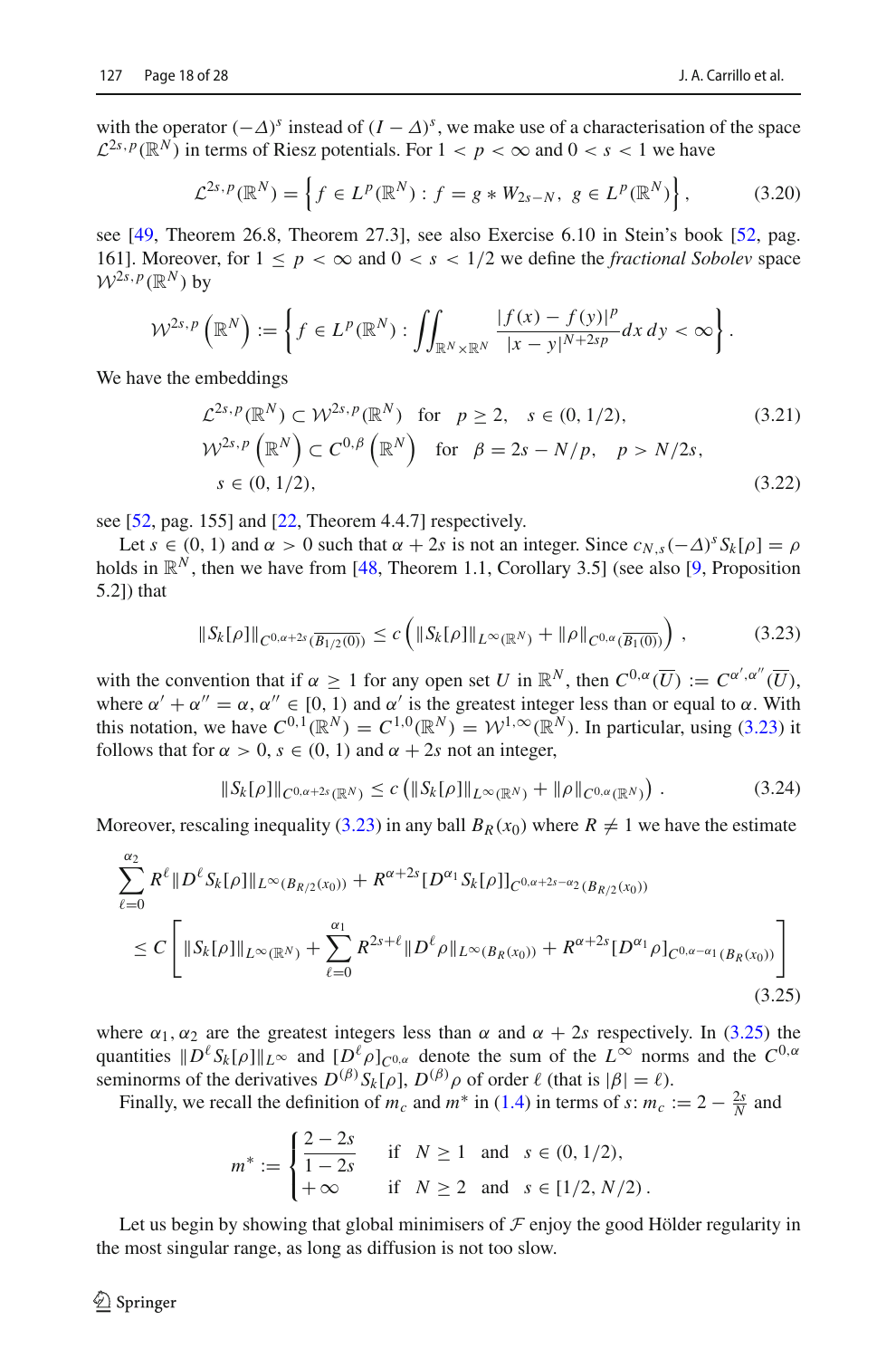with the operator $(-\Delta)^s$ instead of $(I-\Delta)^s$, we make use of a characterisation of the space $\mathcal{L}^{2s,p}(\mathbb{R}^N)$ in terms of Riesz potentials. For $1 < p < \infty$ and $0 < s < 1$ we have

$$\mathcal{L}^{2s,p}(\mathbb{R}^N) = \left\{ f \in L^p(\mathbb{R}^N) : f = g * W_{2s-N},\ g \in L^p(\mathbb{R}^N) \right\}, \tag{3.20}$$

see [49, Theorem 26.8, Theorem 27.3], see also Exercise 6.10 in Stein's book [52, pag. 161]. Moreover, for $1 \le p < \infty$ and $0 < s < 1/2$ we define the *fractional Sobolev* space $\mathcal{W}^{2s,p}(\mathbb{R}^N)$ by

$$\mathcal{W}^{2s,p}\left(\mathbb{R}^N\right) := \left\{ f \in L^p(\mathbb{R}^N) : \iint_{\mathbb{R}^N\times\mathbb{R}^N} \frac{|f(x)-f(y)|^p}{|x-y|^{N+2sp}}\,dx\,dy < \infty \right\}.$$

We have the embeddings

$$\mathcal{L}^{2s,p}(\mathbb{R}^N) \subset \mathcal{W}^{2s,p}(\mathbb{R}^N) \quad \text{for} \quad p \ge 2, \quad s \in (0,1/2), \tag{3.21}$$

$$\mathcal{W}^{2s,p}\left(\mathbb{R}^N\right) \subset C^{0,\beta}\left(\mathbb{R}^N\right) \quad \text{for} \quad \beta = 2s - N/p, \quad p > N/2s, \quad s \in (0,1/2), \tag{3.22}$$

see [52, pag. 155] and [22, Theorem 4.4.7] respectively.

Let $s \in (0,1)$ and $\alpha > 0$ such that $\alpha + 2s$ is not an integer. Since $c_{N,s}(-\Delta)^s S_k[\rho] = \rho$ holds in $\mathbb{R}^N$, then we have from [48, Theorem 1.1, Corollary 3.5] (see also [9, Proposition 5.2]) that

$$\|S_k[\rho]\|_{C^{0,\alpha+2s}(\overline{B_{1/2}(0)})} \le c\left( \|S_k[\rho]\|_{L^\infty(\mathbb{R}^N)} + \|\rho\|_{C^{0,\alpha}(\overline{B_1(0)})} \right), \tag{3.23}$$

with the convention that if $\alpha \ge 1$ for any open set $U$ in $\mathbb{R}^N$, then $C^{0,\alpha}(\overline{U}) := C^{\alpha',\alpha''}(\overline{U})$, where $\alpha' + \alpha'' = \alpha$, $\alpha'' \in [0,1)$ and $\alpha'$ is the greatest integer less than or equal to $\alpha$. With this notation, we have $C^{0,1}(\mathbb{R}^N) = C^{1,0}(\mathbb{R}^N) = \mathcal{W}^{1,\infty}(\mathbb{R}^N)$. In particular, using (3.23) it follows that for $\alpha > 0$, $s \in (0,1)$ and $\alpha + 2s$ not an integer,

$$\|S_k[\rho]\|_{C^{0,\alpha+2s}(\mathbb{R}^N)} \le c\left( \|S_k[\rho]\|_{L^\infty(\mathbb{R}^N)} + \|\rho\|_{C^{0,\alpha}(\mathbb{R}^N)} \right). \tag{3.24}$$

Moreover, rescaling inequality (3.23) in any ball $B_R(x_0)$ where $R \ne 1$ we have the estimate

$$\begin{aligned} &\sum_{\ell=0}^{\alpha_2} R^\ell \|D^\ell S_k[\rho]\|_{L^\infty(B_{R/2}(x_0))} + R^{\alpha+2s}[D^{\alpha_1} S_k[\rho]]_{C^{0,\alpha+2s-\alpha_2}(B_{R/2}(x_0))} \\ &\quad \le C\left[ \|S_k[\rho]\|_{L^\infty(\mathbb{R}^N)} + \sum_{\ell=0}^{\alpha_1} R^{2s+\ell}\|D^\ell \rho\|_{L^\infty(B_R(x_0))} + R^{\alpha+2s}[D^{\alpha_1}\rho]_{C^{0,\alpha-\alpha_1}(B_R(x_0))} \right] \end{aligned} \tag{3.25}$$

where $\alpha_1, \alpha_2$ are the greatest integers less than $\alpha$ and $\alpha + 2s$ respectively. In (3.25) the quantities $\|D^\ell S_k[\rho]\|_{L^\infty}$ and $[D^\ell \rho]_{C^{0,\alpha}}$ denote the sum of the $L^\infty$ norms and the $C^{0,\alpha}$ seminorms of the derivatives $D^{(\beta)} S_k[\rho]$, $D^{(\beta)}\rho$ of order $\ell$ (that is $|\beta| = \ell$).

Finally, we recall the definition of $m_c$ and $m^*$ in (1.4) in terms of $s$: $m_c := 2 - \frac{2s}{N}$ and

$$m^* := \begin{cases} \dfrac{2-2s}{1-2s} & \text{if} \quad N \ge 1 \quad \text{and} \quad s \in (0,1/2), \\ +\infty & \text{if} \quad N \ge 2 \quad \text{and} \quad s \in [1/2, N/2). \end{cases}$$

Let us begin by showing that global minimisers of $\mathcal{F}$ enjoy the good Hölder regularity in the most singular range, as long as diffusion is not too slow.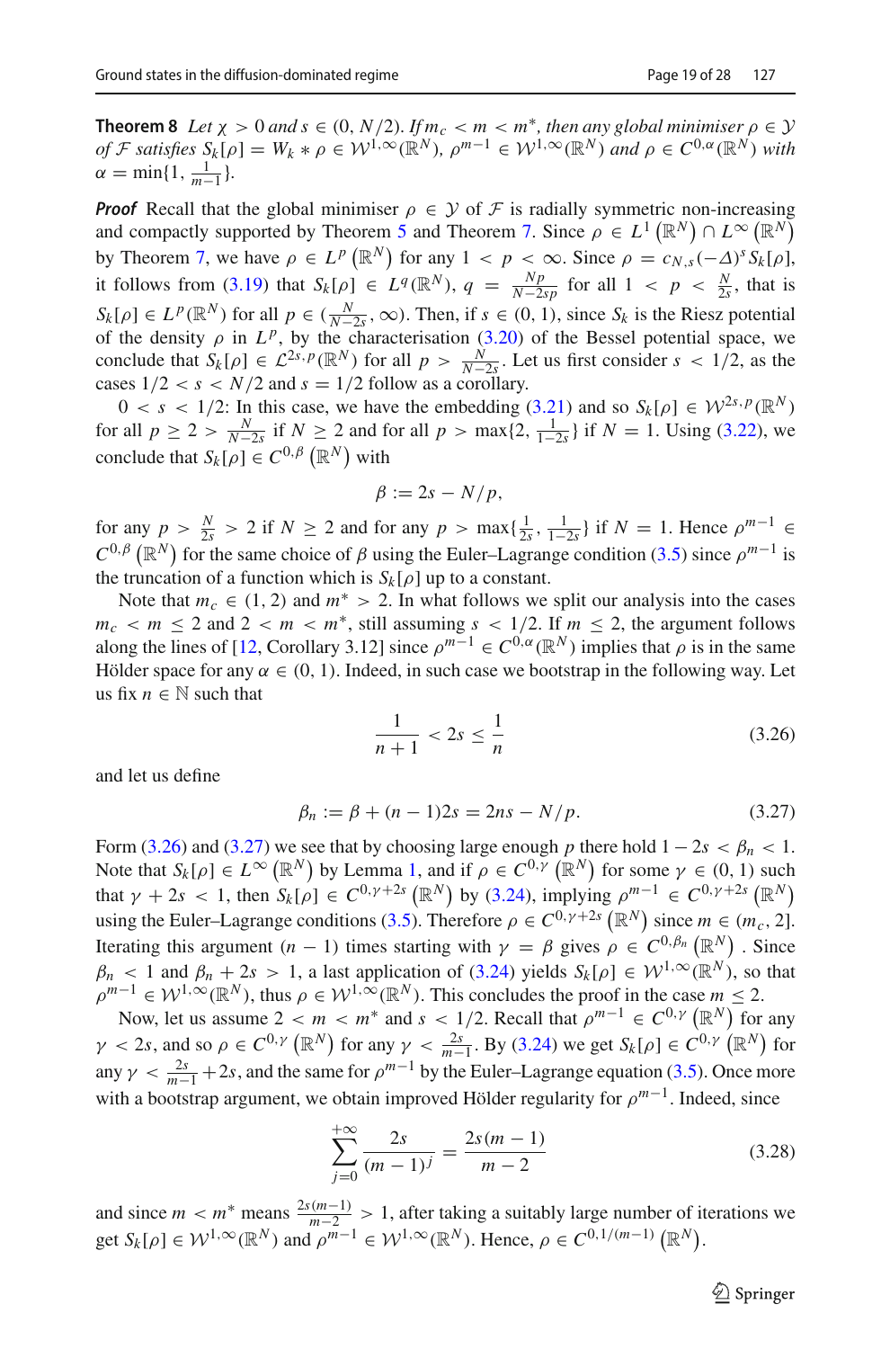**Theorem 8** *Let $\chi > 0$ and $s \in (0, N/2)$. If $m_c < m < m^*$, then any global minimiser $\rho \in \mathcal{Y}$ of $\mathcal{F}$ satisfies $S_k[\rho] = W_k * \rho \in \mathcal{W}^{1,\infty}(\mathbb{R}^N)$, $\rho^{m-1} \in \mathcal{W}^{1,\infty}(\mathbb{R}^N)$ and $\rho \in C^{0,\alpha}(\mathbb{R}^N)$ with $\alpha = \min\{1, \frac{1}{m-1}\}$.*

***Proof*** Recall that the global minimiser $\rho \in \mathcal{Y}$ of $\mathcal{F}$ is radially symmetric non-increasing and compactly supported by Theorem 5 and Theorem 7. Since $\rho \in L^1(\mathbb{R}^N) \cap L^\infty(\mathbb{R}^N)$ by Theorem 7, we have $\rho \in L^p(\mathbb{R}^N)$ for any $1 < p < \infty$. Since $\rho = c_{N,s}(-\Delta)^s S_k[\rho]$, it follows from (3.19) that $S_k[\rho] \in L^q(\mathbb{R}^N)$, $q = \frac{Np}{N-2sp}$ for all $1 < p < \frac{N}{2s}$, that is $S_k[\rho] \in L^p(\mathbb{R}^N)$ for all $p \in (\frac{N}{N-2s}, \infty)$. Then, if $s \in (0, 1)$, since $S_k$ is the Riesz potential of the density $\rho$ in $L^p$, by the characterisation (3.20) of the Bessel potential space, we conclude that $S_k[\rho] \in \mathcal{L}^{2s,p}(\mathbb{R}^N)$ for all $p > \frac{N}{N-2s}$. Let us first consider $s < 1/2$, as the cases $1/2 < s < N/2$ and $s = 1/2$ follow as a corollary.

$0 < s < 1/2$: In this case, we have the embedding (3.21) and so $S_k[\rho] \in \mathcal{W}^{2s,p}(\mathbb{R}^N)$ for all $p \geq 2 > \frac{N}{N-2s}$ if $N \geq 2$ and for all $p > \max\{2, \frac{1}{1-2s}\}$ if $N = 1$. Using (3.22), we conclude that $S_k[\rho] \in C^{0,\beta}(\mathbb{R}^N)$ with

$$\beta := 2s - N/p,$$

for any $p > \frac{N}{2s} > 2$ if $N \geq 2$ and for any $p > \max\{\frac{1}{2s}, \frac{1}{1-2s}\}$ if $N = 1$. Hence $\rho^{m-1} \in C^{0,\beta}(\mathbb{R}^N)$ for the same choice of $\beta$ using the Euler–Lagrange condition (3.5) since $\rho^{m-1}$ is the truncation of a function which is $S_k[\rho]$ up to a constant.

Note that $m_c \in (1, 2)$ and $m^* > 2$. In what follows we split our analysis into the cases $m_c < m \leq 2$ and $2 < m < m^*$, still assuming $s < 1/2$. If $m \leq 2$, the argument follows along the lines of [12, Corollary 3.12] since $\rho^{m-1} \in C^{0,\alpha}(\mathbb{R}^N)$ implies that $\rho$ is in the same Hölder space for any $\alpha \in (0, 1)$. Indeed, in such case we bootstrap in the following way. Let us fix $n \in \mathbb{N}$ such that

$$\frac{1}{n+1} < 2s \leq \frac{1}{n} \tag{3.26}$$

and let us define

$$\beta_n := \beta + (n-1)2s = 2ns - N/p. \tag{3.27}$$

Form (3.26) and (3.27) we see that by choosing large enough $p$ there hold $1 - 2s < \beta_n < 1$. Note that $S_k[\rho] \in L^\infty(\mathbb{R}^N)$ by Lemma 1, and if $\rho \in C^{0,\gamma}(\mathbb{R}^N)$ for some $\gamma \in (0, 1)$ such that $\gamma + 2s < 1$, then $S_k[\rho] \in C^{0,\gamma+2s}(\mathbb{R}^N)$ by (3.24), implying $\rho^{m-1} \in C^{0,\gamma+2s}(\mathbb{R}^N)$ using the Euler–Lagrange conditions (3.5). Therefore $\rho \in C^{0,\gamma+2s}(\mathbb{R}^N)$ since $m \in (m_c, 2]$. Iterating this argument $(n-1)$ times starting with $\gamma = \beta$ gives $\rho \in C^{0,\beta_n}(\mathbb{R}^N)$. Since $\beta_n < 1$ and $\beta_n + 2s > 1$, a last application of (3.24) yields $S_k[\rho] \in \mathcal{W}^{1,\infty}(\mathbb{R}^N)$, so that $\rho^{m-1} \in \mathcal{W}^{1,\infty}(\mathbb{R}^N)$, thus $\rho \in \mathcal{W}^{1,\infty}(\mathbb{R}^N)$. This concludes the proof in the case $m \leq 2$.

Now, let us assume $2 < m < m^*$ and $s < 1/2$. Recall that $\rho^{m-1} \in C^{0,\gamma}(\mathbb{R}^N)$ for any $\gamma < 2s$, and so $\rho \in C^{0,\gamma}(\mathbb{R}^N)$ for any $\gamma < \frac{2s}{m-1}$. By (3.24) we get $S_k[\rho] \in C^{0,\gamma}(\mathbb{R}^N)$ for any $\gamma < \frac{2s}{m-1} + 2s$, and the same for $\rho^{m-1}$ by the Euler–Lagrange equation (3.5). Once more with a bootstrap argument, we obtain improved Hölder regularity for $\rho^{m-1}$. Indeed, since

$$\sum_{j=0}^{+\infty} \frac{2s}{(m-1)^j} = \frac{2s(m-1)}{m-2} \tag{3.28}$$

and since $m < m^*$ means $\frac{2s(m-1)}{m-2} > 1$, after taking a suitably large number of iterations we get $S_k[\rho] \in \mathcal{W}^{1,\infty}(\mathbb{R}^N)$ and $\rho^{m-1} \in \mathcal{W}^{1,\infty}(\mathbb{R}^N)$. Hence, $\rho \in C^{0,1/(m-1)}(\mathbb{R}^N)$.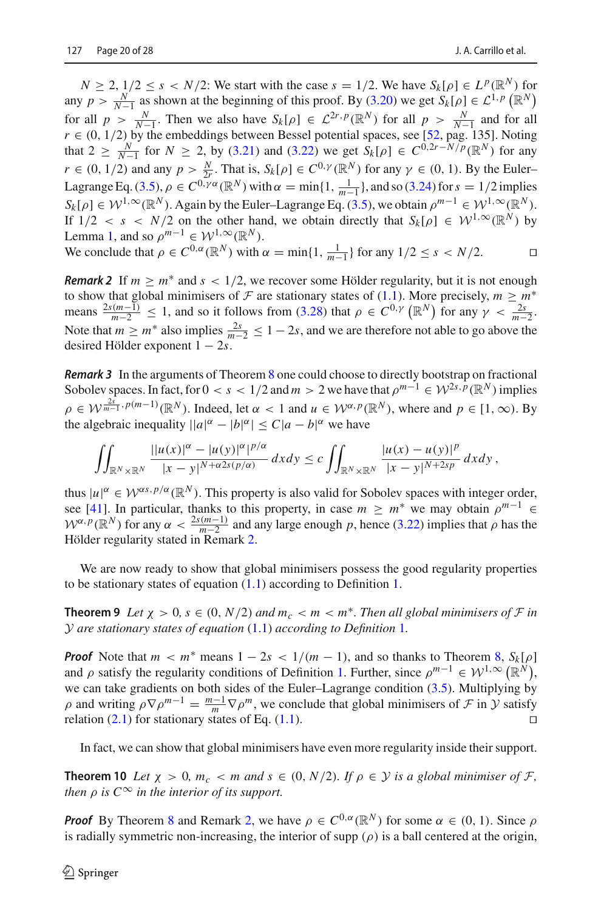$N \geq 2$, $1/2 \leq s < N/2$: We start with the case $s = 1/2$. We have $S_k[\rho] \in L^p(\mathbb{R}^N)$ for any $p > \frac{N}{N-1}$ as shown at the beginning of this proof. By (3.20) we get $S_k[\rho] \in \mathcal{L}^{1,p}(\mathbb{R}^N)$ for all $p > \frac{N}{N-1}$. Then we also have $S_k[\rho] \in \mathcal{L}^{2r,p}(\mathbb{R}^N)$ for all $p > \frac{N}{N-1}$ and for all $r \in (0, 1/2)$ by the embeddings between Bessel potential spaces, see [52, pag. 135]. Noting that $2 \geq \frac{N}{N-1}$ for $N \geq 2$, by (3.21) and (3.22) we get $S_k[\rho] \in C^{0,2r-N/p}(\mathbb{R}^N)$ for any $r \in (0, 1/2)$ and any $p > \frac{N}{2r}$. That is, $S_k[\rho] \in C^{0,\gamma}(\mathbb{R}^N)$ for any $\gamma \in (0, 1)$. By the Euler–Lagrange Eq. (3.5), $\rho \in C^{0,\gamma\alpha}(\mathbb{R}^N)$ with $\alpha = \min\{1, \frac{1}{m-1}\}$, and so (3.24) for $s = 1/2$ implies $S_k[\rho] \in \mathcal{W}^{1,\infty}(\mathbb{R}^N)$. Again by the Euler–Lagrange Eq. (3.5), we obtain $\rho^{m-1} \in \mathcal{W}^{1,\infty}(\mathbb{R}^N)$. If $1/2 < s < N/2$ on the other hand, we obtain directly that $S_k[\rho] \in \mathcal{W}^{1,\infty}(\mathbb{R}^N)$ by Lemma 1, and so $\rho^{m-1} \in \mathcal{W}^{1,\infty}(\mathbb{R}^N)$.
We conclude that $\rho \in C^{0,\alpha}(\mathbb{R}^N)$ with $\alpha = \min\{1, \frac{1}{m-1}\}$ for any $1/2 \leq s < N/2$. □

***Remark 2*** If $m \geq m^*$ and $s < 1/2$, we recover some Hölder regularity, but it is not enough to show that global minimisers of $\mathcal{F}$ are stationary states of (1.1). More precisely, $m \geq m^*$ means $\frac{2s(m-1)}{m-2} \leq 1$, and so it follows from (3.28) that $\rho \in C^{0,\gamma}(\mathbb{R}^N)$ for any $\gamma < \frac{2s}{m-2}$. Note that $m \geq m^*$ also implies $\frac{2s}{m-2} \leq 1 - 2s$, and we are therefore not able to go above the desired Hölder exponent $1 - 2s$.

***Remark 3*** In the arguments of Theorem 8 one could choose to directly bootstrap on fractional Sobolev spaces. In fact, for $0 < s < 1/2$ and $m > 2$ we have that $\rho^{m-1} \in \mathcal{W}^{2s,p}(\mathbb{R}^N)$ implies $\rho \in \mathcal{W}^{\frac{2s}{m-1},p(m-1)}(\mathbb{R}^N)$. Indeed, let $\alpha < 1$ and $u \in \mathcal{W}^{\alpha,p}(\mathbb{R}^N)$, where and $p \in [1, \infty)$. By the algebraic inequality $||a|^\alpha - |b|^\alpha| \leq C|a - b|^\alpha$ we have

$$\iint_{\mathbb{R}^N \times \mathbb{R}^N} \frac{||u(x)|^\alpha - |u(y)|^\alpha|^{p/\alpha}}{|x - y|^{N+\alpha 2s(p/\alpha)}}\, dxdy \leq c \iint_{\mathbb{R}^N \times \mathbb{R}^N} \frac{|u(x) - u(y)|^p}{|x - y|^{N+2sp}}\, dxdy\,,$$

thus $|u|^\alpha \in \mathcal{W}^{\alpha s, p/\alpha}(\mathbb{R}^N)$. This property is also valid for Sobolev spaces with integer order, see [41]. In particular, thanks to this property, in case $m \geq m^*$ we may obtain $\rho^{m-1} \in \mathcal{W}^{\alpha,p}(\mathbb{R}^N)$ for any $\alpha < \frac{2s(m-1)}{m-2}$ and any large enough $p$, hence (3.22) implies that $\rho$ has the Hölder regularity stated in Remark 2.

We are now ready to show that global minimisers possess the good regularity properties to be stationary states of equation (1.1) according to Definition 1.

**Theorem 9** *Let $\chi > 0$, $s \in (0, N/2)$ and $m_c < m < m^*$. Then all global minimisers of $\mathcal{F}$ in $\mathcal{Y}$ are stationary states of equation (1.1) according to Definition 1.*

***Proof*** Note that $m < m^*$ means $1 - 2s < 1/(m-1)$, and so thanks to Theorem 8, $S_k[\rho]$ and $\rho$ satisfy the regularity conditions of Definition 1. Further, since $\rho^{m-1} \in \mathcal{W}^{1,\infty}(\mathbb{R}^N)$, we can take gradients on both sides of the Euler–Lagrange condition (3.5). Multiplying by $\rho$ and writing $\rho\nabla\rho^{m-1} = \frac{m-1}{m}\nabla\rho^m$, we conclude that global minimisers of $\mathcal{F}$ in $\mathcal{Y}$ satisfy relation (2.1) for stationary states of Eq. (1.1). □

In fact, we can show that global minimisers have even more regularity inside their support.

**Theorem 10** *Let $\chi > 0$, $m_c < m$ and $s \in (0, N/2)$. If $\rho \in \mathcal{Y}$ is a global minimiser of $\mathcal{F}$, then $\rho$ is $C^\infty$ in the interior of its support.*

***Proof*** By Theorem 8 and Remark 2, we have $\rho \in C^{0,\alpha}(\mathbb{R}^N)$ for some $\alpha \in (0, 1)$. Since $\rho$ is radially symmetric non-increasing, the interior of supp $(\rho)$ is a ball centered at the origin,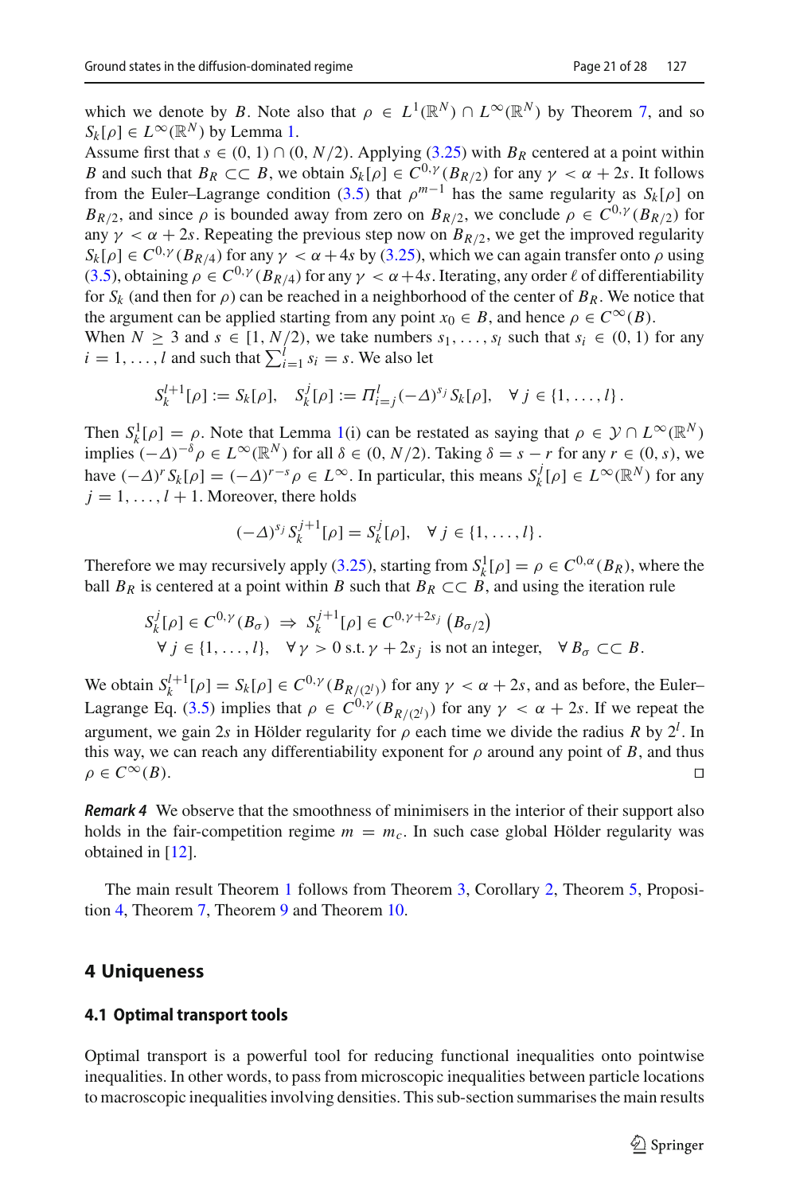which we denote by $B$. Note also that $\rho \in L^1(\mathbb{R}^N) \cap L^\infty(\mathbb{R}^N)$ by Theorem 7, and so $S_k[\rho] \in L^\infty(\mathbb{R}^N)$ by Lemma 1.

Assume first that $s \in (0, 1) \cap (0, N/2)$. Applying (3.25) with $B_R$ centered at a point within $B$ and such that $B_R \subset\subset B$, we obtain $S_k[\rho] \in C^{0,\gamma}(B_{R/2})$ for any $\gamma < \alpha + 2s$. It follows from the Euler–Lagrange condition (3.5) that $\rho^{m-1}$ has the same regularity as $S_k[\rho]$ on $B_{R/2}$, and since $\rho$ is bounded away from zero on $B_{R/2}$, we conclude $\rho \in C^{0,\gamma}(B_{R/2})$ for any $\gamma < \alpha + 2s$. Repeating the previous step now on $B_{R/2}$, we get the improved regularity $S_k[\rho] \in C^{0,\gamma}(B_{R/4})$ for any $\gamma < \alpha + 4s$ by (3.25), which we can again transfer onto $\rho$ using (3.5), obtaining $\rho \in C^{0,\gamma}(B_{R/4})$ for any $\gamma < \alpha + 4s$. Iterating, any order $\ell$ of differentiability for $S_k$ (and then for $\rho$) can be reached in a neighborhood of the center of $B_R$. We notice that the argument can be applied starting from any point $x_0 \in B$, and hence $\rho \in C^\infty(B)$.

When $N \geq 3$ and $s \in [1, N/2)$, we take numbers $s_1, \ldots, s_l$ such that $s_i \in (0, 1)$ for any $i = 1, \ldots, l$ and such that $\sum_{i=1}^{l} s_i = s$. We also let

$$S_k^{l+1}[\rho] := S_k[\rho], \quad S_k^j[\rho] := \Pi_{i=j}^{l}(-\Delta)^{s_i} S_k[\rho], \quad \forall\, j \in \{1, \ldots, l\}\,.$$

Then $S_k^1[\rho] = \rho$. Note that Lemma 1(i) can be restated as saying that $\rho \in \mathcal{Y} \cap L^\infty(\mathbb{R}^N)$ implies $(-\Delta)^{-\delta}\rho \in L^\infty(\mathbb{R}^N)$ for all $\delta \in (0, N/2)$. Taking $\delta = s - r$ for any $r \in (0, s)$, we have $(-\Delta)^r S_k[\rho] = (-\Delta)^{r-s}\rho \in L^\infty$. In particular, this means $S_k^j[\rho] \in L^\infty(\mathbb{R}^N)$ for any $j = 1, \ldots, l+1$. Moreover, there holds

$$(-\Delta)^{s_j} S_k^{j+1}[\rho] = S_k^j[\rho], \quad \forall\, j \in \{1, \ldots, l\}\,.$$

Therefore we may recursively apply (3.25), starting from $S_k^1[\rho] = \rho \in C^{0,\alpha}(B_R)$, where the ball $B_R$ is centered at a point within $B$ such that $B_R \subset\subset B$, and using the iteration rule

$$S_k^j[\rho] \in C^{0,\gamma}(B_\sigma) \;\Rightarrow\; S_k^{j+1}[\rho] \in C^{0,\gamma+2s_j}\left(B_{\sigma/2}\right)$$
$$\forall\, j \in \{1, \ldots, l\}, \quad \forall\, \gamma > 0 \text{ s.t. } \gamma + 2s_j \text{ is not an integer}, \quad \forall\, B_\sigma \subset\subset B.$$

We obtain $S_k^{l+1}[\rho] = S_k[\rho] \in C^{0,\gamma}(B_{R/(2^l)})$ for any $\gamma < \alpha + 2s$, and as before, the Euler–Lagrange Eq. (3.5) implies that $\rho \in C^{0,\gamma}(B_{R/(2^l)})$ for any $\gamma < \alpha + 2s$. If we repeat the argument, we gain $2s$ in Hölder regularity for $\rho$ each time we divide the radius $R$ by $2^l$. In this way, we can reach any differentiability exponent for $\rho$ around any point of $B$, and thus $\rho \in C^\infty(B)$. □

***Remark 4*** We observe that the smoothness of minimisers in the interior of their support also holds in the fair-competition regime $m = m_c$. In such case global Hölder regularity was obtained in [12].

The main result Theorem 1 follows from Theorem 3, Corollary 2, Theorem 5, Proposition 4, Theorem 7, Theorem 9 and Theorem 10.

## 4 Uniqueness

### 4.1 Optimal transport tools

Optimal transport is a powerful tool for reducing functional inequalities onto pointwise inequalities. In other words, to pass from microscopic inequalities between particle locations to macroscopic inequalities involving densities. This sub-section summarises the main results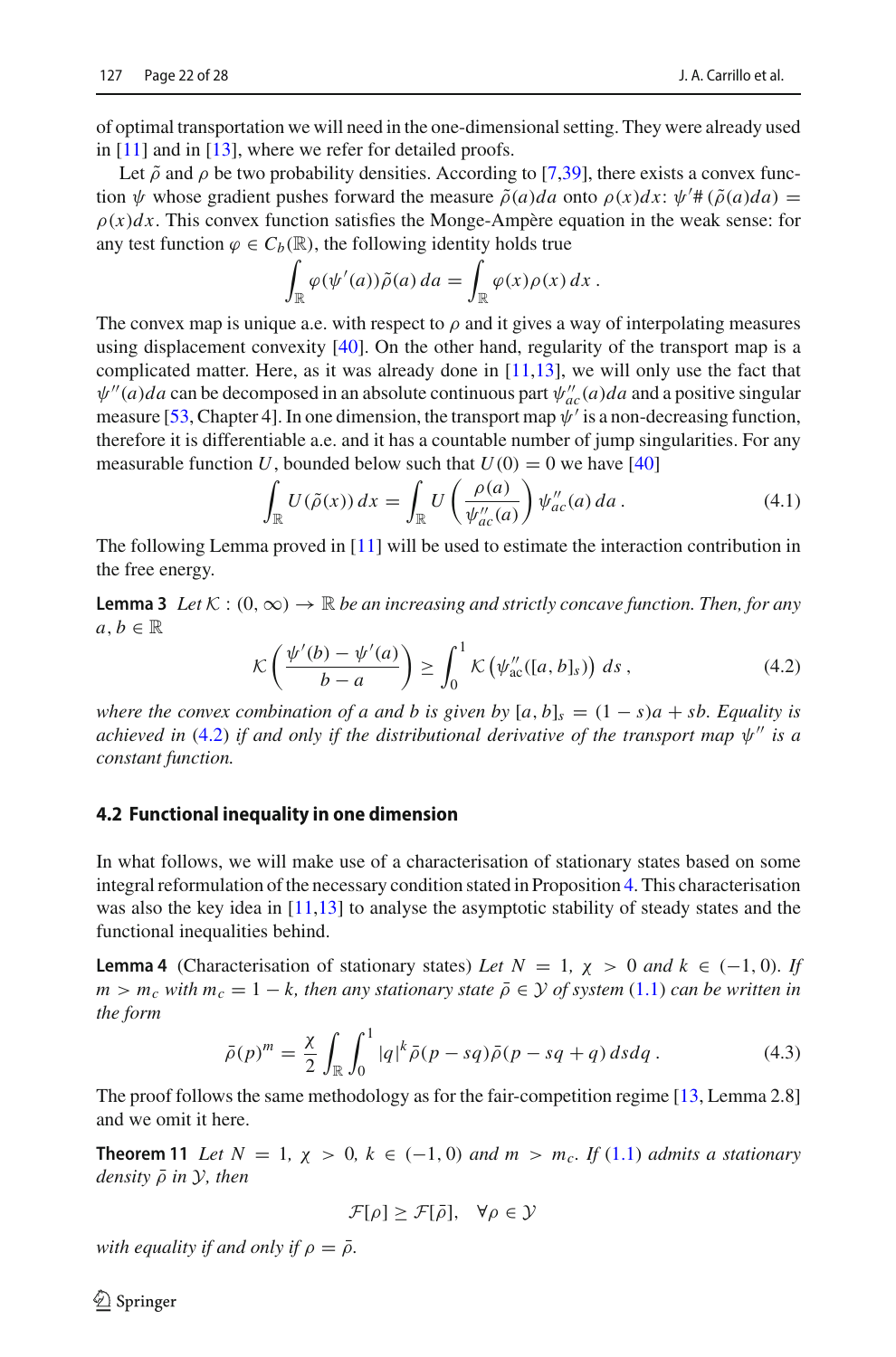of optimal transportation we will need in the one-dimensional setting. They were already used in [11] and in [13], where we refer for detailed proofs.

Let $\tilde{\rho}$ and $\rho$ be two probability densities. According to [7,39], there exists a convex function $\psi$ whose gradient pushes forward the measure $\tilde{\rho}(a)da$ onto $\rho(x)dx$: $\psi'\#(\tilde{\rho}(a)da) = \rho(x)dx$. This convex function satisfies the Monge-Ampère equation in the weak sense: for any test function $\varphi \in C_b(\mathbb{R})$, the following identity holds true

$$\int_{\mathbb{R}} \varphi(\psi'(a))\tilde{\rho}(a)\,da = \int_{\mathbb{R}} \varphi(x)\rho(x)\,dx\,.$$

The convex map is unique a.e. with respect to $\rho$ and it gives a way of interpolating measures using displacement convexity [40]. On the other hand, regularity of the transport map is a complicated matter. Here, as it was already done in [11,13], we will only use the fact that $\psi''(a)da$ can be decomposed in an absolute continuous part $\psi''_{ac}(a)da$ and a positive singular measure [53, Chapter 4]. In one dimension, the transport map $\psi'$ is a non-decreasing function, therefore it is differentiable a.e. and it has a countable number of jump singularities. For any measurable function $U$, bounded below such that $U(0) = 0$ we have [40]

$$\int_{\mathbb{R}} U(\tilde{\rho}(x))\,dx = \int_{\mathbb{R}} U\left(\frac{\rho(a)}{\psi''_{ac}(a)}\right)\psi''_{ac}(a)\,da\,. \tag{4.1}$$

The following Lemma proved in [11] will be used to estimate the interaction contribution in the free energy.

**Lemma 3** *Let $\mathcal{K} : (0,\infty) \to \mathbb{R}$ be an increasing and strictly concave function. Then, for any $a, b \in \mathbb{R}$*

$$\mathcal{K}\left(\frac{\psi'(b) - \psi'(a)}{b-a}\right) \geq \int_0^1 \mathcal{K}\left(\psi''_{\mathrm{ac}}([a,b]_s)\right)\,ds\,, \tag{4.2}$$

*where the convex combination of $a$ and $b$ is given by $[a,b]_s = (1-s)a + sb$. Equality is achieved in (4.2) if and only if the distributional derivative of the transport map $\psi''$ is a constant function.*

### 4.2 Functional inequality in one dimension

In what follows, we will make use of a characterisation of stationary states based on some integral reformulation of the necessary condition stated in Proposition 4. This characterisation was also the key idea in [11,13] to analyse the asymptotic stability of steady states and the functional inequalities behind.

**Lemma 4** (Characterisation of stationary states) *Let $N = 1$, $\chi > 0$ and $k \in (-1,0)$. If $m > m_c$ with $m_c = 1-k$, then any stationary state $\bar{\rho} \in \mathcal{Y}$ of system (1.1) can be written in the form*

$$\bar{\rho}(p)^m = \frac{\chi}{2}\int_{\mathbb{R}}\int_0^1 |q|^k \bar{\rho}(p - sq)\bar{\rho}(p - sq + q)\,dsdq\,. \tag{4.3}$$

The proof follows the same methodology as for the fair-competition regime [13, Lemma 2.8] and we omit it here.

**Theorem 11** *Let $N = 1$, $\chi > 0$, $k \in (-1,0)$ and $m > m_c$. If (1.1) admits a stationary density $\bar{\rho}$ in $\mathcal{Y}$, then*

$$\mathcal{F}[\rho] \geq \mathcal{F}[\bar{\rho}], \quad \forall \rho \in \mathcal{Y}$$

*with equality if and only if $\rho = \bar{\rho}$.*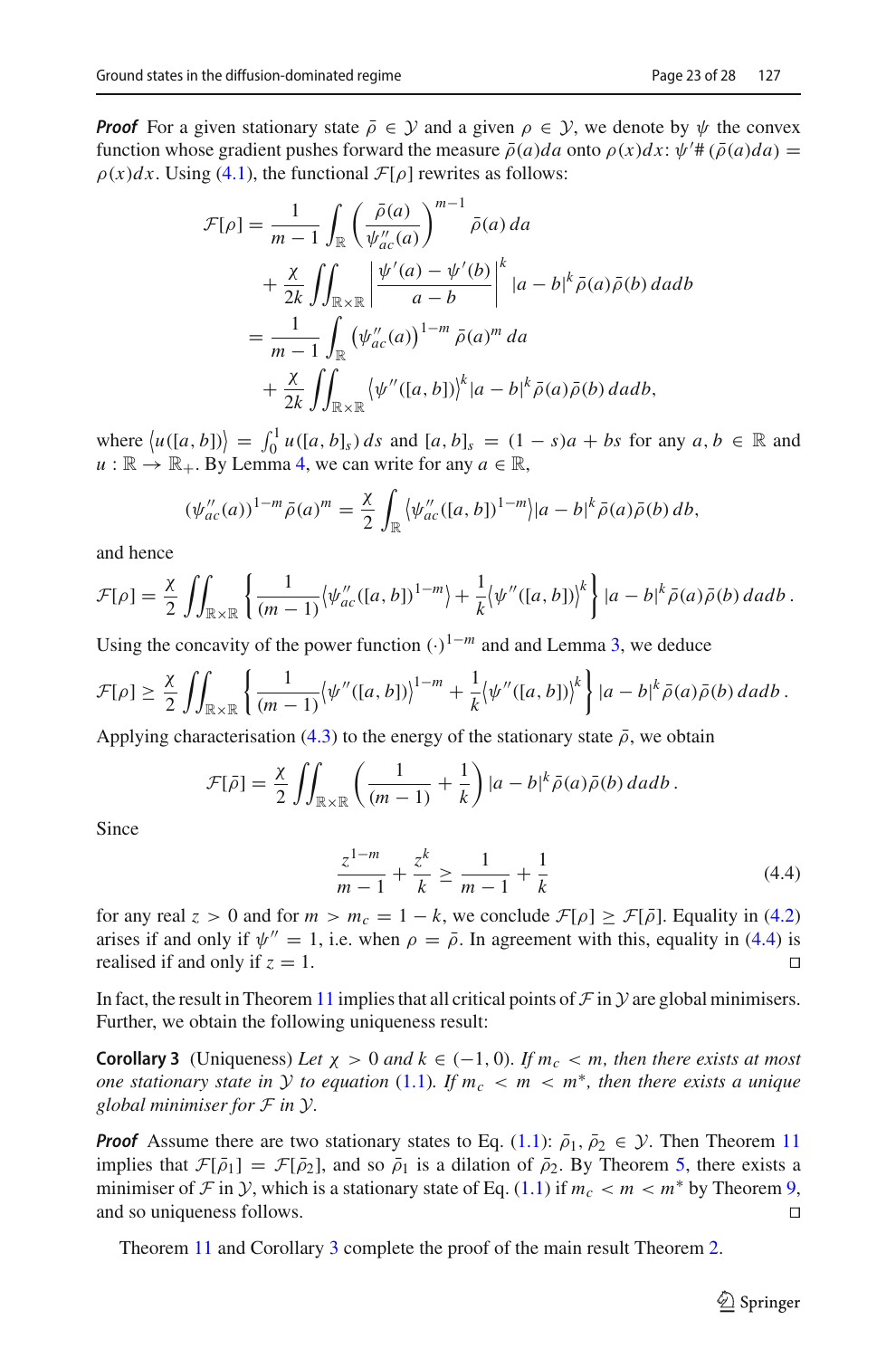***Proof*** For a given stationary state $\bar\rho \in \mathcal{Y}$ and a given $\rho \in \mathcal{Y}$, we denote by $\psi$ the convex function whose gradient pushes forward the measure $\bar\rho(a)da$ onto $\rho(x)dx$: $\psi'\#(\bar\rho(a)da) = \rho(x)dx$. Using (4.1), the functional $\mathcal{F}[\rho]$ rewrites as follows:

$$
\begin{aligned}
\mathcal{F}[\rho] &= \frac{1}{m-1}\int_{\mathbb{R}} \left(\frac{\bar\rho(a)}{\psi''_{ac}(a)}\right)^{m-1} \bar\rho(a)\, da \\
&\quad + \frac{\chi}{2k}\iint_{\mathbb{R}\times\mathbb{R}} \left|\frac{\psi'(a)-\psi'(b)}{a-b}\right|^k |a-b|^k \bar\rho(a)\bar\rho(b)\, dadb \\
&= \frac{1}{m-1}\int_{\mathbb{R}} \left(\psi''_{ac}(a)\right)^{1-m} \bar\rho(a)^m\, da \\
&\quad + \frac{\chi}{2k}\iint_{\mathbb{R}\times\mathbb{R}} \left\langle \psi''([a,b])\right\rangle^k |a-b|^k \bar\rho(a)\bar\rho(b)\, dadb,
\end{aligned}
$$

where $\langle u([a,b])\rangle = \int_0^1 u([a,b]_s)\, ds$ and $[a,b]_s = (1-s)a + bs$ for any $a, b \in \mathbb{R}$ and $u : \mathbb{R} \to \mathbb{R}_+$. By Lemma 4, we can write for any $a \in \mathbb{R}$,

$$
(\psi''_{ac}(a))^{1-m}\bar\rho(a)^m = \frac{\chi}{2}\int_{\mathbb{R}} \langle \psi''_{ac}([a,b])^{1-m}\rangle |a-b|^k \bar\rho(a)\bar\rho(b)\, db,
$$

and hence

$$
\mathcal{F}[\rho] = \frac{\chi}{2}\iint_{\mathbb{R}\times\mathbb{R}} \left\{\frac{1}{(m-1)}\langle \psi''_{ac}([a,b])^{1-m}\rangle + \frac{1}{k}\langle \psi''([a,b])\rangle^k\right\} |a-b|^k \bar\rho(a)\bar\rho(b)\, dadb\,.
$$

Using the concavity of the power function $(\cdot)^{1-m}$ and and Lemma 3, we deduce

$$
\mathcal{F}[\rho] \geq \frac{\chi}{2}\iint_{\mathbb{R}\times\mathbb{R}} \left\{\frac{1}{(m-1)}\langle \psi''([a,b])\rangle^{1-m} + \frac{1}{k}\langle \psi''([a,b])\rangle^k\right\} |a-b|^k \bar\rho(a)\bar\rho(b)\, dadb\,.
$$

Applying characterisation (4.3) to the energy of the stationary state $\bar\rho$, we obtain

$$
\mathcal{F}[\bar\rho] = \frac{\chi}{2}\iint_{\mathbb{R}\times\mathbb{R}} \left(\frac{1}{(m-1)} + \frac{1}{k}\right) |a-b|^k \bar\rho(a)\bar\rho(b)\, dadb\,.
$$

Since

$$
\frac{z^{1-m}}{m-1} + \frac{z^k}{k} \geq \frac{1}{m-1} + \frac{1}{k} \tag{4.4}
$$

for any real $z > 0$ and for $m > m_c = 1-k$, we conclude $\mathcal{F}[\rho] \geq \mathcal{F}[\bar\rho]$. Equality in (4.2) arises if and only if $\psi'' = 1$, i.e. when $\rho = \bar\rho$. In agreement with this, equality in (4.4) is realised if and only if $z = 1$. ◻

In fact, the result in Theorem 11 implies that all critical points of $\mathcal{F}$ in $\mathcal{Y}$ are global minimisers. Further, we obtain the following uniqueness result:

**Corollary 3** (Uniqueness) *Let $\chi > 0$ and $k \in (-1, 0)$. If $m_c < m$, then there exists at most one stationary state in $\mathcal{Y}$ to equation (1.1). If $m_c < m < m^*$, then there exists a unique global minimiser for $\mathcal{F}$ in $\mathcal{Y}$.*

***Proof*** Assume there are two stationary states to Eq. (1.1): $\bar\rho_1, \bar\rho_2 \in \mathcal{Y}$. Then Theorem 11 implies that $\mathcal{F}[\bar\rho_1] = \mathcal{F}[\bar\rho_2]$, and so $\bar\rho_1$ is a dilation of $\bar\rho_2$. By Theorem 5, there exists a minimiser of $\mathcal{F}$ in $\mathcal{Y}$, which is a stationary state of Eq. (1.1) if $m_c < m < m^*$ by Theorem 9, and so uniqueness follows. ◻

Theorem 11 and Corollary 3 complete the proof of the main result Theorem 2.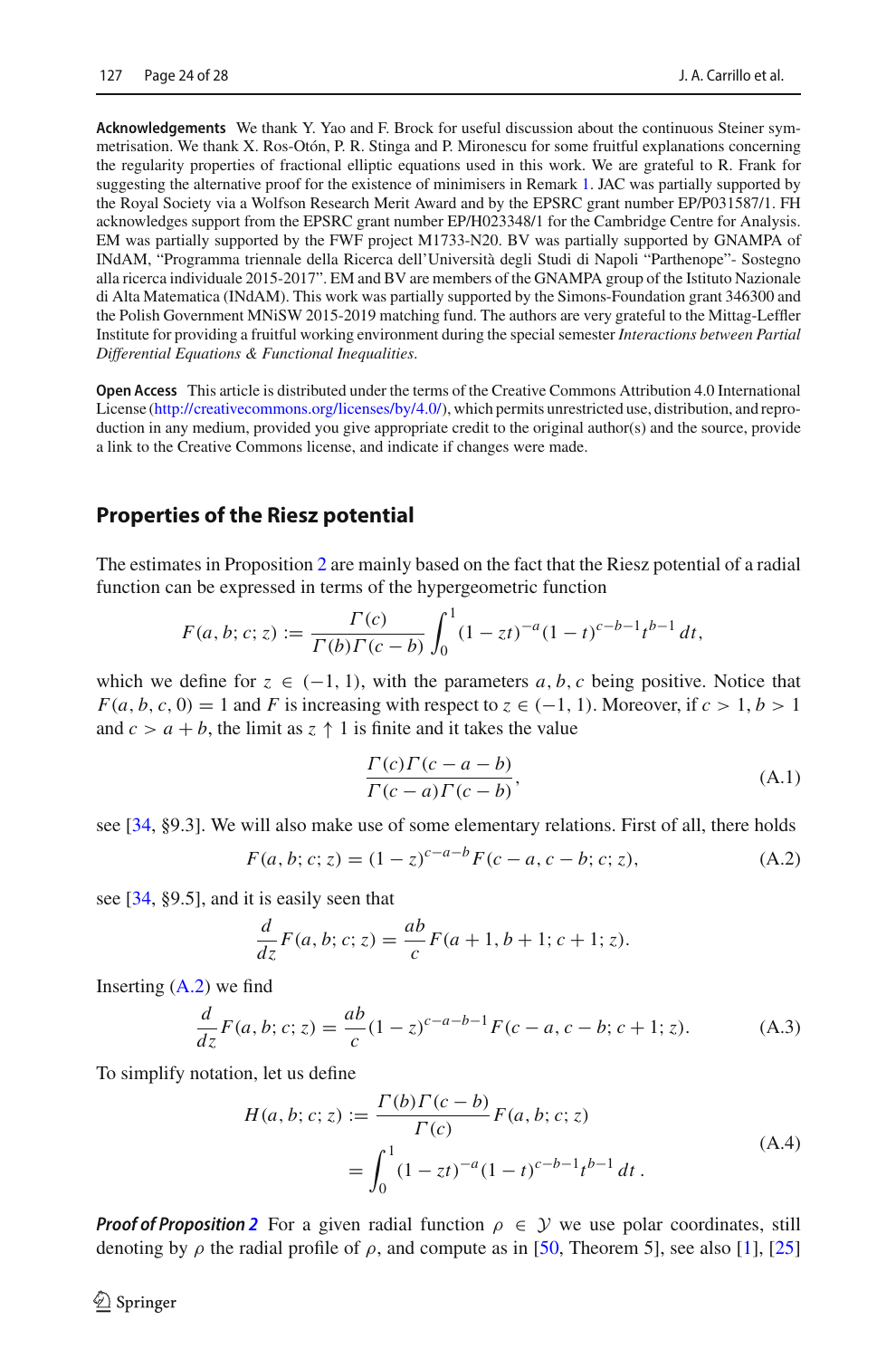**Acknowledgements** We thank Y. Yao and F. Brock for useful discussion about the continuous Steiner symmetrisation. We thank X. Ros-Otón, P. R. Stinga and P. Mironescu for some fruitful explanations concerning the regularity properties of fractional elliptic equations used in this work. We are grateful to R. Frank for suggesting the alternative proof for the existence of minimisers in Remark 1. JAC was partially supported by the Royal Society via a Wolfson Research Merit Award and by the EPSRC grant number EP/P031587/1. FH acknowledges support from the EPSRC grant number EP/H023348/1 for the Cambridge Centre for Analysis. EM was partially supported by the FWF project M1733-N20. BV was partially supported by GNAMPA of INdAM, "Programma triennale della Ricerca dell'Università degli Studi di Napoli "Parthenope"- Sostegno alla ricerca individuale 2015-2017". EM and BV are members of the GNAMPA group of the Istituto Nazionale di Alta Matematica (INdAM). This work was partially supported by the Simons-Foundation grant 346300 and the Polish Government MNiSW 2015-2019 matching fund. The authors are very grateful to the Mittag-Leffler Institute for providing a fruitful working environment during the special semester *Interactions between Partial Differential Equations & Functional Inequalities*.

**Open Access** This article is distributed under the terms of the Creative Commons Attribution 4.0 International License (http://creativecommons.org/licenses/by/4.0/), which permits unrestricted use, distribution, and reproduction in any medium, provided you give appropriate credit to the original author(s) and the source, provide a link to the Creative Commons license, and indicate if changes were made.

## Properties of the Riesz potential

The estimates in Proposition 2 are mainly based on the fact that the Riesz potential of a radial function can be expressed in terms of the hypergeometric function

$$F(a, b; c; z) := \frac{\Gamma(c)}{\Gamma(b)\Gamma(c-b)} \int_0^1 (1-zt)^{-a}(1-t)^{c-b-1}t^{b-1}\, dt,$$

which we define for $z \in (-1, 1)$, with the parameters $a, b, c$ being positive. Notice that $F(a, b, c, 0) = 1$ and $F$ is increasing with respect to $z \in (-1, 1)$. Moreover, if $c > 1$, $b > 1$ and $c > a + b$, the limit as $z \uparrow 1$ is finite and it takes the value

$$\frac{\Gamma(c)\Gamma(c-a-b)}{\Gamma(c-a)\Gamma(c-b)}, \tag{A.1}$$

see [34, §9.3]. We will also make use of some elementary relations. First of all, there holds

$$F(a, b; c; z) = (1-z)^{c-a-b} F(c-a, c-b; c; z), \tag{A.2}$$

see [34, §9.5], and it is easily seen that

$$\frac{d}{dz} F(a, b; c; z) = \frac{ab}{c} F(a+1, b+1; c+1; z).$$

Inserting (A.2) we find

$$\frac{d}{dz} F(a, b; c; z) = \frac{ab}{c}(1-z)^{c-a-b-1} F(c-a, c-b; c+1; z). \tag{A.3}$$

To simplify notation, let us define

$$\begin{aligned} H(a, b; c; z) &:= \frac{\Gamma(b)\Gamma(c-b)}{\Gamma(c)} F(a, b; c; z) \\ &= \int_0^1 (1-zt)^{-a}(1-t)^{c-b-1}t^{b-1}\, dt\,. \end{aligned} \tag{A.4}$$

***Proof of Proposition 2*** For a given radial function $\rho \in \mathcal{Y}$ we use polar coordinates, still denoting by $\rho$ the radial profile of $\rho$, and compute as in [50, Theorem 5], see also [1], [25]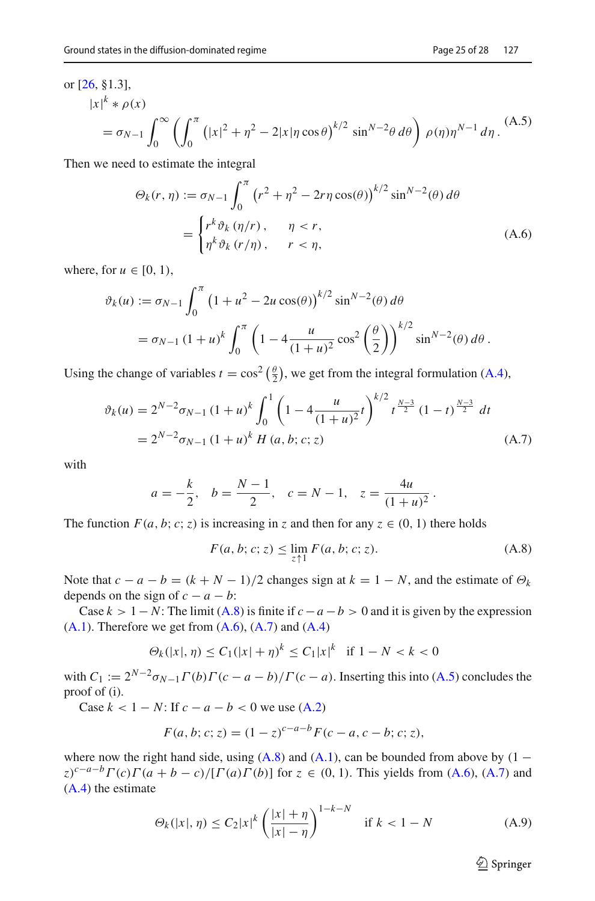or [26, §1.3],

$$
\begin{aligned}
&|x|^k * \rho(x) \\
&\quad = \sigma_{N-1} \int_0^\infty \left( \int_0^\pi \left(|x|^2 + \eta^2 - 2|x|\eta \cos\theta\right)^{k/2} \sin^{N-2}\theta \, d\theta \right) \rho(\eta)\eta^{N-1}\, d\eta\,.
\end{aligned}
\tag{A.5}
$$

Then we need to estimate the integral

$$
\begin{aligned}
\Theta_k(r,\eta) &:= \sigma_{N-1} \int_0^\pi \left(r^2 + \eta^2 - 2r\eta\cos(\theta)\right)^{k/2} \sin^{N-2}(\theta)\, d\theta \\
&= \begin{cases} r^k \vartheta_k\left(\eta/r\right), & \eta < r, \\ \eta^k \vartheta_k\left(r/\eta\right), & r < \eta, \end{cases}
\end{aligned}
\tag{A.6}
$$

where, for $u \in [0,1)$,

$$
\begin{aligned}
\vartheta_k(u) &:= \sigma_{N-1} \int_0^\pi \left(1 + u^2 - 2u\cos(\theta)\right)^{k/2} \sin^{N-2}(\theta)\, d\theta \\
&= \sigma_{N-1}\,(1+u)^k \int_0^\pi \left(1 - 4\frac{u}{(1+u)^2}\cos^2\left(\frac{\theta}{2}\right)\right)^{k/2} \sin^{N-2}(\theta)\, d\theta\,.
\end{aligned}
$$

Using the change of variables $t = \cos^2\left(\frac{\theta}{2}\right)$, we get from the integral formulation (A.4),

$$
\begin{aligned}
\vartheta_k(u) &= 2^{N-2}\sigma_{N-1}\,(1+u)^k \int_0^1 \left(1 - 4\frac{u}{(1+u)^2}t\right)^{k/2} t^{\frac{N-3}{2}}\,(1-t)^{\frac{N-3}{2}}\, dt \\
&= 2^{N-2}\sigma_{N-1}\,(1+u)^k\, H\left(a,b;c;z\right)
\end{aligned}
\tag{A.7}
$$

with

$$
a = -\frac{k}{2}, \quad b = \frac{N-1}{2}, \quad c = N-1, \quad z = \frac{4u}{(1+u)^2}\,.
$$

The function $F(a,b;c;z)$ is increasing in $z$ and then for any $z \in (0,1)$ there holds

$$
F(a,b;c;z) \le \lim_{z \uparrow 1} F(a,b;c;z).
\tag{A.8}
$$

Note that $c - a - b = (k + N - 1)/2$ changes sign at $k = 1 - N$, and the estimate of $\Theta_k$ depends on the sign of $c - a - b$:

Case $k > 1 - N$: The limit (A.8) is finite if $c - a - b > 0$ and it is given by the expression (A.1). Therefore we get from (A.6), (A.7) and (A.4)

$$
\Theta_k(|x|,\eta) \le C_1(|x| + \eta)^k \le C_1|x|^k \quad \text{if } 1 - N < k < 0
$$

with $C_1 := 2^{N-2}\sigma_{N-1}\Gamma(b)\Gamma(c-a-b)/\Gamma(c-a)$. Inserting this into (A.5) concludes the proof of (i).

Case $k < 1 - N$: If $c - a - b < 0$ we use (A.2)

$$
F(a,b;c;z) = (1-z)^{c-a-b} F(c-a, c-b; c; z),
$$

where now the right hand side, using (A.8) and (A.1), can be bounded from above by $(1-z)^{c-a-b}\Gamma(c)\Gamma(a+b-c)/[\Gamma(a)\Gamma(b)]$ for $z \in (0,1)$. This yields from (A.6), (A.7) and (A.4) the estimate

$$
\Theta_k(|x|,\eta) \le C_2|x|^k \left(\frac{|x| + \eta}{|x| - \eta}\right)^{1-k-N} \quad \text{if } k < 1 - N
\tag{A.9}
$$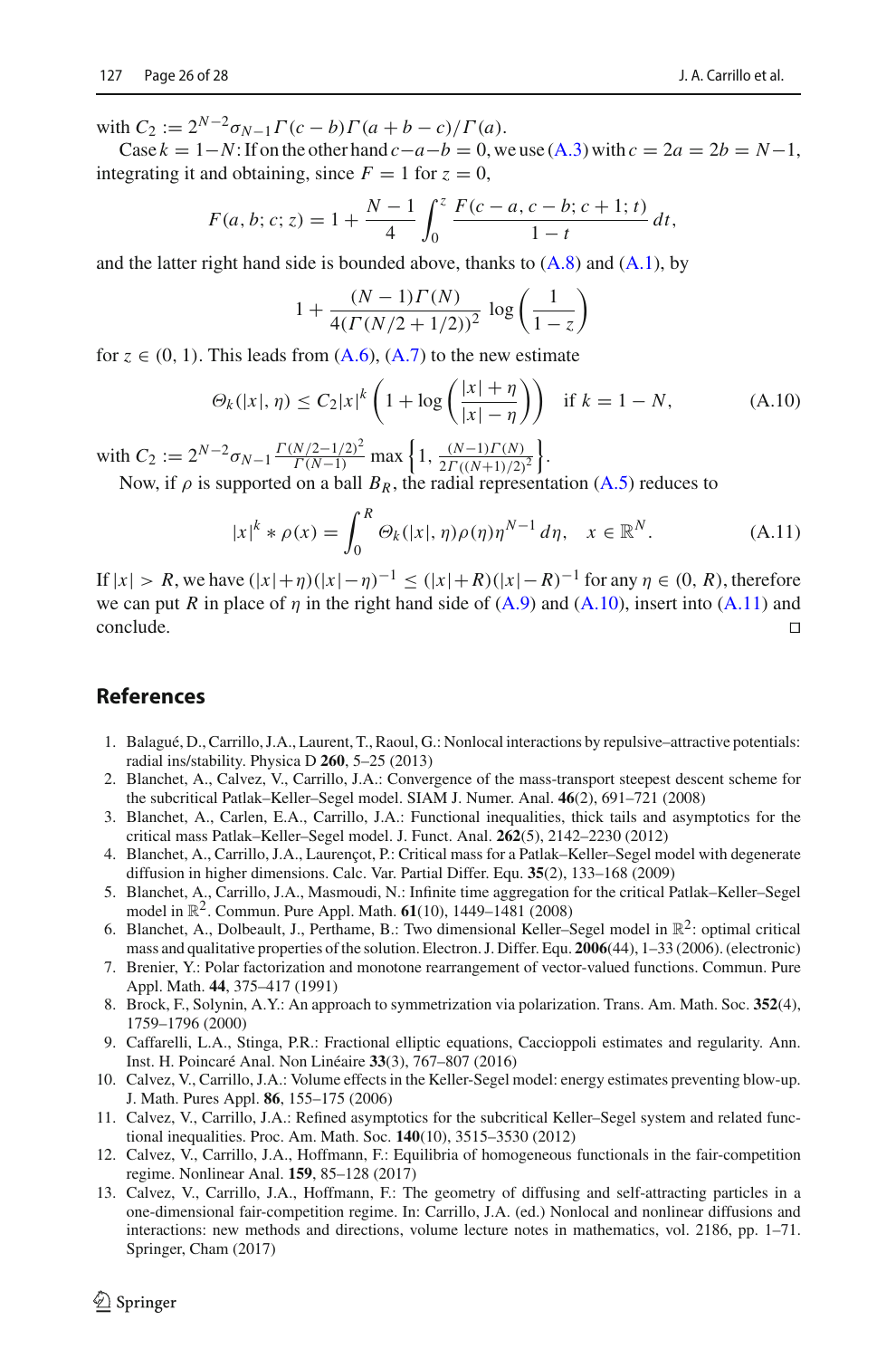with $C_2 := 2^{N-2}\sigma_{N-1}\Gamma(c-b)\Gamma(a+b-c)/\Gamma(a)$.

Case $k=1-N$: If on the other hand $c-a-b=0$, we use (A.3) with $c=2a=2b=N-1$, integrating it and obtaining, since $F=1$ for $z=0$,

$$F(a,b;c;z) = 1 + \frac{N-1}{4}\int_0^z \frac{F(c-a,c-b;c+1;t)}{1-t}\,dt,$$

and the latter right hand side is bounded above, thanks to (A.8) and (A.1), by

$$1 + \frac{(N-1)\Gamma(N)}{4(\Gamma(N/2+1/2))^2}\,\log\left(\frac{1}{1-z}\right)$$

for $z \in (0,1)$. This leads from (A.6), (A.7) to the new estimate

$$\Theta_k(|x|,\eta) \le C_2|x|^k\left(1+\log\left(\frac{|x|+\eta}{|x|-\eta}\right)\right) \quad \text{if } k = 1-N, \tag{A.10}$$

with $C_2 := 2^{N-2}\sigma_{N-1}\frac{\Gamma(N/2-1/2)^2}{\Gamma(N-1)}\max\left\{1, \frac{(N-1)\Gamma(N)}{2\Gamma((N+1)/2)^2}\right\}$.

Now, if $\rho$ is supported on a ball $B_R$, the radial representation (A.5) reduces to

$$|x|^k * \rho(x) = \int_0^R \Theta_k(|x|,\eta)\rho(\eta)\eta^{N-1}\,d\eta, \quad x \in \mathbb{R}^N. \tag{A.11}$$

If $|x| > R$, we have $(|x|+\eta)(|x|-\eta)^{-1} \le (|x|+R)(|x|-R)^{-1}$ for any $\eta \in (0,R)$, therefore we can put $R$ in place of $\eta$ in the right hand side of (A.9) and (A.10), insert into (A.11) and conclude. □

## References

1. Balagué, D., Carrillo, J.A., Laurent, T., Raoul, G.: Nonlocal interactions by repulsive–attractive potentials: radial ins/stability. Physica D **260**, 5–25 (2013)
2. Blanchet, A., Calvez, V., Carrillo, J.A.: Convergence of the mass-transport steepest descent scheme for the subcritical Patlak–Keller–Segel model. SIAM J. Numer. Anal. **46**(2), 691–721 (2008)
3. Blanchet, A., Carlen, E.A., Carrillo, J.A.: Functional inequalities, thick tails and asymptotics for the critical mass Patlak–Keller–Segel model. J. Funct. Anal. **262**(5), 2142–2230 (2012)
4. Blanchet, A., Carrillo, J.A., Laurençot, P.: Critical mass for a Patlak–Keller–Segel model with degenerate diffusion in higher dimensions. Calc. Var. Partial Differ. Equ. **35**(2), 133–168 (2009)
5. Blanchet, A., Carrillo, J.A., Masmoudi, N.: Infinite time aggregation for the critical Patlak–Keller–Segel model in $\mathbb{R}^2$. Commun. Pure Appl. Math. **61**(10), 1449–1481 (2008)
6. Blanchet, A., Dolbeault, J., Perthame, B.: Two dimensional Keller–Segel model in $\mathbb{R}^2$: optimal critical mass and qualitative properties of the solution. Electron. J. Differ. Equ. **2006**(44), 1–33 (2006). (electronic)
7. Brenier, Y.: Polar factorization and monotone rearrangement of vector-valued functions. Commun. Pure Appl. Math. **44**, 375–417 (1991)
8. Brock, F., Solynin, A.Y.: An approach to symmetrization via polarization. Trans. Am. Math. Soc. **352**(4), 1759–1796 (2000)
9. Caffarelli, L.A., Stinga, P.R.: Fractional elliptic equations, Caccioppoli estimates and regularity. Ann. Inst. H. Poincaré Anal. Non Linéaire **33**(3), 767–807 (2016)
10. Calvez, V., Carrillo, J.A.: Volume effects in the Keller-Segel model: energy estimates preventing blow-up. J. Math. Pures Appl. **86**, 155–175 (2006)
11. Calvez, V., Carrillo, J.A.: Refined asymptotics for the subcritical Keller–Segel system and related functional inequalities. Proc. Am. Math. Soc. **140**(10), 3515–3530 (2012)
12. Calvez, V., Carrillo, J.A., Hoffmann, F.: Equilibria of homogeneous functionals in the fair-competition regime. Nonlinear Anal. **159**, 85–128 (2017)
13. Calvez, V., Carrillo, J.A., Hoffmann, F.: The geometry of diffusing and self-attracting particles in a one-dimensional fair-competition regime. In: Carrillo, J.A. (ed.) Nonlocal and nonlinear diffusions and interactions: new methods and directions, volume lecture notes in mathematics, vol. 2186, pp. 1–71. Springer, Cham (2017)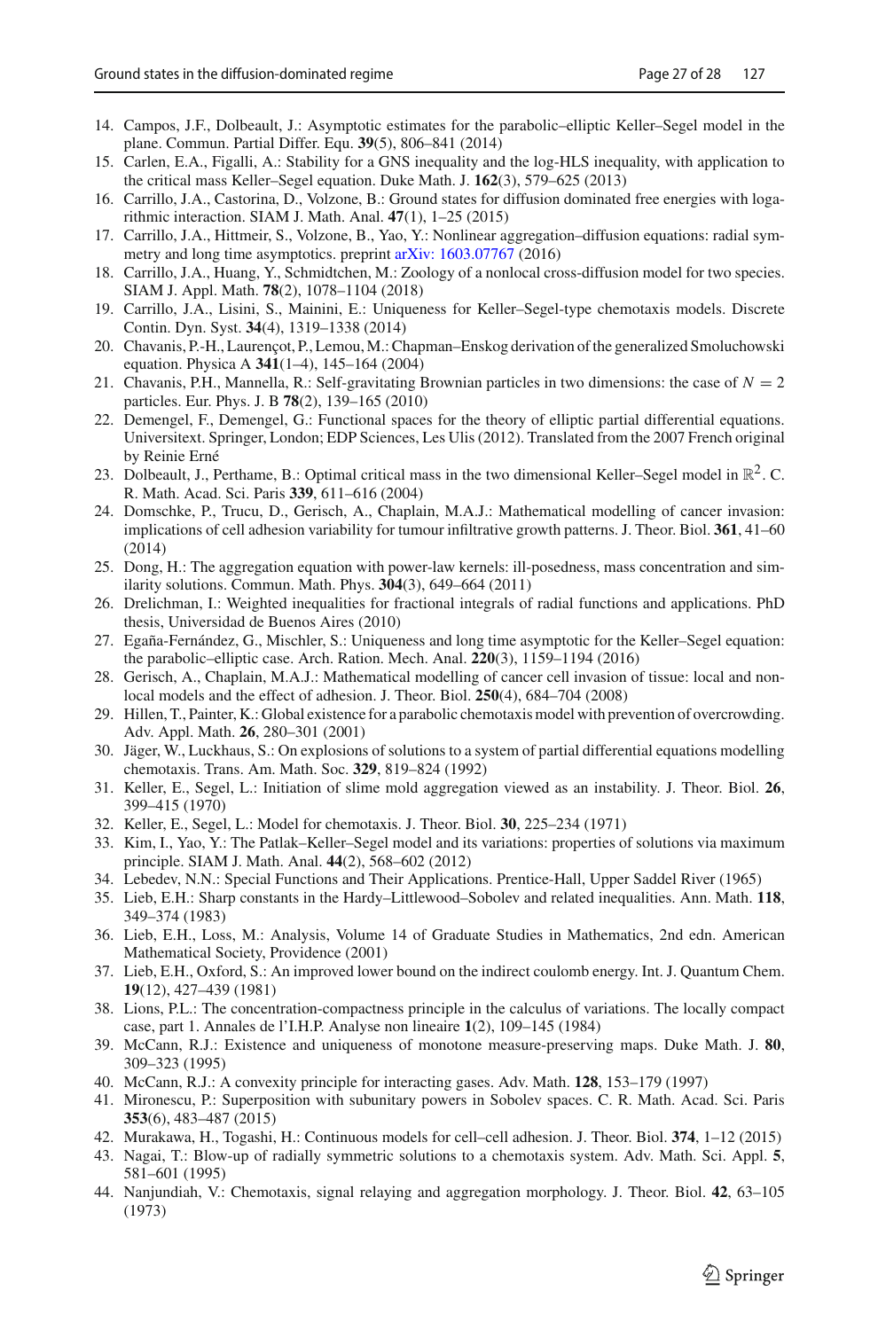14. Campos, J.F., Dolbeault, J.: Asymptotic estimates for the parabolic–elliptic Keller–Segel model in the plane. Commun. Partial Differ. Equ. **39**(5), 806–841 (2014)
15. Carlen, E.A., Figalli, A.: Stability for a GNS inequality and the log-HLS inequality, with application to the critical mass Keller–Segel equation. Duke Math. J. **162**(3), 579–625 (2013)
16. Carrillo, J.A., Castorina, D., Volzone, B.: Ground states for diffusion dominated free energies with logarithmic interaction. SIAM J. Math. Anal. **47**(1), 1–25 (2015)
17. Carrillo, J.A., Hittmeir, S., Volzone, B., Yao, Y.: Nonlinear aggregation–diffusion equations: radial symmetry and long time asymptotics. preprint arXiv: 1603.07767 (2016)
18. Carrillo, J.A., Huang, Y., Schmidtchen, M.: Zoology of a nonlocal cross-diffusion model for two species. SIAM J. Appl. Math. **78**(2), 1078–1104 (2018)
19. Carrillo, J.A., Lisini, S., Mainini, E.: Uniqueness for Keller–Segel-type chemotaxis models. Discrete Contin. Dyn. Syst. **34**(4), 1319–1338 (2014)
20. Chavanis, P.-H., Laurençot, P., Lemou, M.: Chapman–Enskog derivation of the generalized Smoluchowski equation. Physica A **341**(1–4), 145–164 (2004)
21. Chavanis, P.H., Mannella, R.: Self-gravitating Brownian particles in two dimensions: the case of $N = 2$ particles. Eur. Phys. J. B **78**(2), 139–165 (2010)
22. Demengel, F., Demengel, G.: Functional spaces for the theory of elliptic partial differential equations. Universitext. Springer, London; EDP Sciences, Les Ulis (2012). Translated from the 2007 French original by Reinie Erné
23. Dolbeault, J., Perthame, B.: Optimal critical mass in the two dimensional Keller–Segel model in $\mathbb{R}^2$. C. R. Math. Acad. Sci. Paris **339**, 611–616 (2004)
24. Domschke, P., Trucu, D., Gerisch, A., Chaplain, M.A.J.: Mathematical modelling of cancer invasion: implications of cell adhesion variability for tumour infiltrative growth patterns. J. Theor. Biol. **361**, 41–60 (2014)
25. Dong, H.: The aggregation equation with power-law kernels: ill-posedness, mass concentration and similarity solutions. Commun. Math. Phys. **304**(3), 649–664 (2011)
26. Drelichman, I.: Weighted inequalities for fractional integrals of radial functions and applications. PhD thesis, Universidad de Buenos Aires (2010)
27. Egaña-Fernández, G., Mischler, S.: Uniqueness and long time asymptotic for the Keller–Segel equation: the parabolic–elliptic case. Arch. Ration. Mech. Anal. **220**(3), 1159–1194 (2016)
28. Gerisch, A., Chaplain, M.A.J.: Mathematical modelling of cancer cell invasion of tissue: local and non-local models and the effect of adhesion. J. Theor. Biol. **250**(4), 684–704 (2008)
29. Hillen, T., Painter, K.: Global existence for a parabolic chemotaxis model with prevention of overcrowding. Adv. Appl. Math. **26**, 280–301 (2001)
30. Jäger, W., Luckhaus, S.: On explosions of solutions to a system of partial differential equations modelling chemotaxis. Trans. Am. Math. Soc. **329**, 819–824 (1992)
31. Keller, E., Segel, L.: Initiation of slime mold aggregation viewed as an instability. J. Theor. Biol. **26**, 399–415 (1970)
32. Keller, E., Segel, L.: Model for chemotaxis. J. Theor. Biol. **30**, 225–234 (1971)
33. Kim, I., Yao, Y.: The Patlak–Keller–Segel model and its variations: properties of solutions via maximum principle. SIAM J. Math. Anal. **44**(2), 568–602 (2012)
34. Lebedev, N.N.: Special Functions and Their Applications. Prentice-Hall, Upper Saddel River (1965)
35. Lieb, E.H.: Sharp constants in the Hardy–Littlewood–Sobolev and related inequalities. Ann. Math. **118**, 349–374 (1983)
36. Lieb, E.H., Loss, M.: Analysis, Volume 14 of Graduate Studies in Mathematics, 2nd edn. American Mathematical Society, Providence (2001)
37. Lieb, E.H., Oxford, S.: An improved lower bound on the indirect coulomb energy. Int. J. Quantum Chem. **19**(12), 427–439 (1981)
38. Lions, P.L.: The concentration-compactness principle in the calculus of variations. The locally compact case, part 1. Annales de l'I.H.P. Analyse non lineaire **1**(2), 109–145 (1984)
39. McCann, R.J.: Existence and uniqueness of monotone measure-preserving maps. Duke Math. J. **80**, 309–323 (1995)
40. McCann, R.J.: A convexity principle for interacting gases. Adv. Math. **128**, 153–179 (1997)
41. Mironescu, P.: Superposition with subunitary powers in Sobolev spaces. C. R. Math. Acad. Sci. Paris **353**(6), 483–487 (2015)
42. Murakawa, H., Togashi, H.: Continuous models for cell–cell adhesion. J. Theor. Biol. **374**, 1–12 (2015)
43. Nagai, T.: Blow-up of radially symmetric solutions to a chemotaxis system. Adv. Math. Sci. Appl. **5**, 581–601 (1995)
44. Nanjundiah, V.: Chemotaxis, signal relaying and aggregation morphology. J. Theor. Biol. **42**, 63–105 (1973)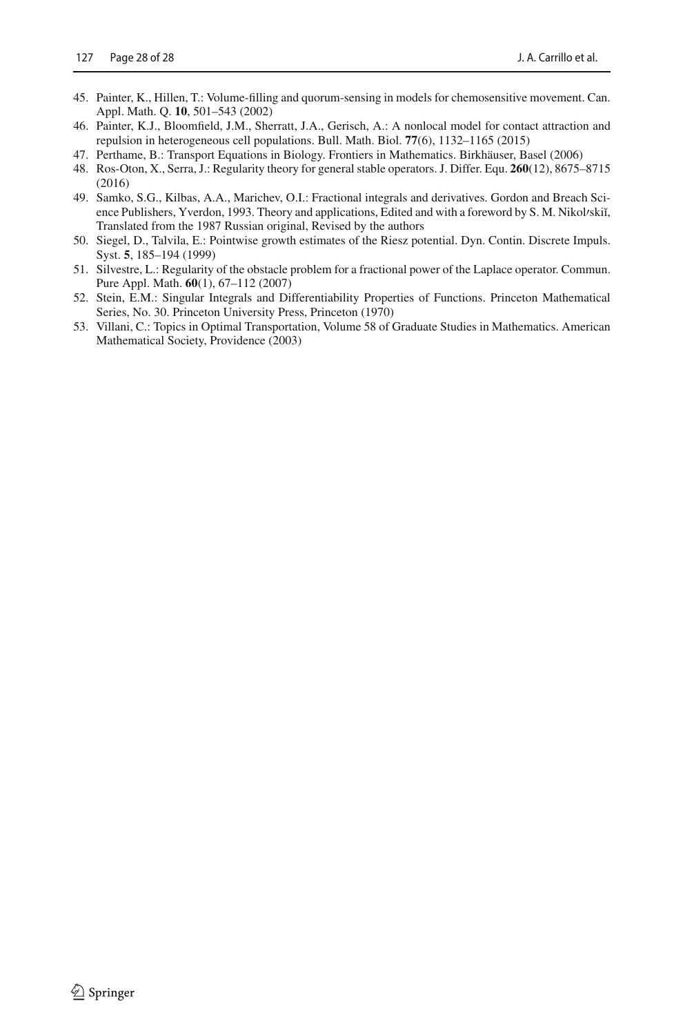45. Painter, K., Hillen, T.: Volume-filling and quorum-sensing in models for chemosensitive movement. Can. Appl. Math. Q. **10**, 501–543 (2002)
46. Painter, K.J., Bloomfield, J.M., Sherratt, J.A., Gerisch, A.: A nonlocal model for contact attraction and repulsion in heterogeneous cell populations. Bull. Math. Biol. **77**(6), 1132–1165 (2015)
47. Perthame, B.: Transport Equations in Biology. Frontiers in Mathematics. Birkhäuser, Basel (2006)
48. Ros-Oton, X., Serra, J.: Regularity theory for general stable operators. J. Differ. Equ. **260**(12), 8675–8715 (2016)
49. Samko, S.G., Kilbas, A.A., Marichev, O.I.: Fractional integrals and derivatives. Gordon and Breach Science Publishers, Yverdon, 1993. Theory and applications, Edited and with a foreword by S. M. Nikolʹskiĭ, Translated from the 1987 Russian original, Revised by the authors
50. Siegel, D., Talvila, E.: Pointwise growth estimates of the Riesz potential. Dyn. Contin. Discrete Impuls. Syst. **5**, 185–194 (1999)
51. Silvestre, L.: Regularity of the obstacle problem for a fractional power of the Laplace operator. Commun. Pure Appl. Math. **60**(1), 67–112 (2007)
52. Stein, E.M.: Singular Integrals and Differentiability Properties of Functions. Princeton Mathematical Series, No. 30. Princeton University Press, Princeton (1970)
53. Villani, C.: Topics in Optimal Transportation, Volume 58 of Graduate Studies in Mathematics. American Mathematical Society, Providence (2003)